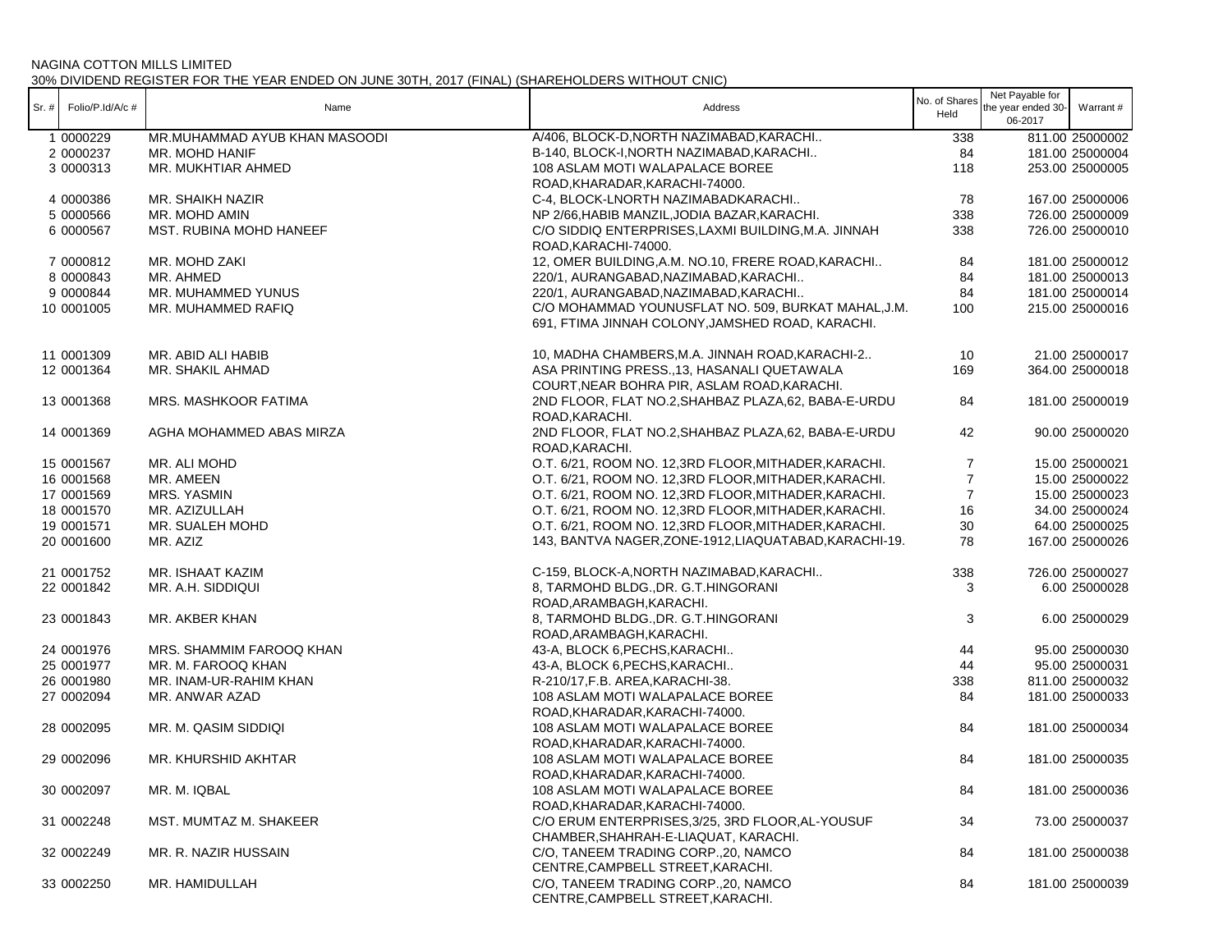NAGINA COTTON MILLS LIMITED

30% DIVIDEND REGISTER FOR THE YEAR ENDED ON JUNE 30TH, 2017 (FINAL) (SHAREHOLDERS WITHOUT CNIC)

| Sr. # | Folio/P.Id/A/c # | Name | Address | No. of Shares Held | Net Payable for the year ended 30-06-2017 | Warrant # |
|---|---|---|---|---|---|---|
| 1 | 0000229 | MR.MUHAMMAD AYUB KHAN MASOODI | A/406, BLOCK-D,NORTH NAZIMABAD,KARACHI.. | 338 | 811.00 | 25000002 |
| 2 | 0000237 | MR. MOHD HANIF | B-140, BLOCK-I,NORTH NAZIMABAD,KARACHI.. | 84 | 181.00 | 25000004 |
| 3 | 0000313 | MR. MUKHTIAR AHMED | 108 ASLAM MOTI WALAPALACE BOREE ROAD,KHARADAR,KARACHI-74000. | 118 | 253.00 | 25000005 |
| 4 | 0000386 | MR. SHAIKH NAZIR | C-4, BLOCK-LNORTH NAZIMABADKARACHI.. | 78 | 167.00 | 25000006 |
| 5 | 0000566 | MR. MOHD AMIN | NP 2/66,HABIB MANZIL,JODIA BAZAR,KARACHI. | 338 | 726.00 | 25000009 |
| 6 | 0000567 | MST. RUBINA MOHD HANEEF | C/O SIDDIQ ENTERPRISES,LAXMI BUILDING,M.A. JINNAH ROAD,KARACHI-74000. | 338 | 726.00 | 25000010 |
| 7 | 0000812 | MR. MOHD ZAKI | 12, OMER BUILDING,A.M. NO.10, FRERE ROAD,KARACHI.. | 84 | 181.00 | 25000012 |
| 8 | 0000843 | MR. AHMED | 220/1, AURANGABAD,NAZIMABAD,KARACHI.. | 84 | 181.00 | 25000013 |
| 9 | 0000844 | MR. MUHAMMED YUNUS | 220/1, AURANGABAD,NAZIMABAD,KARACHI.. | 84 | 181.00 | 25000014 |
| 10 | 0001005 | MR. MUHAMMED RAFIQ | C/O MOHAMMAD YOUNUSFLAT NO. 509, BURKAT MAHAL,J.M. 691, FTIMA JINNAH COLONY,JAMSHED ROAD, KARACHI. | 100 | 215.00 | 25000016 |
| 11 | 0001309 | MR. ABID ALI HABIB | 10, MADHA CHAMBERS,M.A. JINNAH ROAD,KARACHI-2.. | 10 | 21.00 | 25000017 |
| 12 | 0001364 | MR. SHAKIL AHMAD | ASA PRINTING PRESS.,13, HASANALI QUETAWALA COURT,NEAR BOHRA PIR, ASLAM ROAD,KARACHI. | 169 | 364.00 | 25000018 |
| 13 | 0001368 | MRS. MASHKOOR FATIMA | 2ND FLOOR, FLAT NO.2,SHAHBAZ PLAZA,62, BABA-E-URDU ROAD,KARACHI. | 84 | 181.00 | 25000019 |
| 14 | 0001369 | AGHA MOHAMMED ABAS MIRZA | 2ND FLOOR, FLAT NO.2,SHAHBAZ PLAZA,62, BABA-E-URDU ROAD,KARACHI. | 42 | 90.00 | 25000020 |
| 15 | 0001567 | MR. ALI MOHD | O.T. 6/21, ROOM NO. 12,3RD FLOOR,MITHADER,KARACHI. | 7 | 15.00 | 25000021 |
| 16 | 0001568 | MR. AMEEN | O.T. 6/21, ROOM NO. 12,3RD FLOOR,MITHADER,KARACHI. | 7 | 15.00 | 25000022 |
| 17 | 0001569 | MRS. YASMIN | O.T. 6/21, ROOM NO. 12,3RD FLOOR,MITHADER,KARACHI. | 7 | 15.00 | 25000023 |
| 18 | 0001570 | MR. AZIZULLAH | O.T. 6/21, ROOM NO. 12,3RD FLOOR,MITHADER,KARACHI. | 16 | 34.00 | 25000024 |
| 19 | 0001571 | MR. SUALEH MOHD | O.T. 6/21, ROOM NO. 12,3RD FLOOR,MITHADER,KARACHI. | 30 | 64.00 | 25000025 |
| 20 | 0001600 | MR. AZIZ | 143, BANTVA NAGER,ZONE-1912,LIAQUATABAD,KARACHI-19. | 78 | 167.00 | 25000026 |
| 21 | 0001752 | MR. ISHAAT KAZIM | C-159, BLOCK-A,NORTH NAZIMABAD,KARACHI.. | 338 | 726.00 | 25000027 |
| 22 | 0001842 | MR. A.H. SIDDIQUI | 8, TARMOHD BLDG.,DR. G.T.HINGORANI ROAD,ARAMBAGH,KARACHI. | 3 | 6.00 | 25000028 |
| 23 | 0001843 | MR. AKBER KHAN | 8, TARMOHD BLDG.,DR. G.T.HINGORANI ROAD,ARAMBAGH,KARACHI. | 3 | 6.00 | 25000029 |
| 24 | 0001976 | MRS. SHAMMIM FAROOQ KHAN | 43-A, BLOCK 6,PECHS,KARACHI.. | 44 | 95.00 | 25000030 |
| 25 | 0001977 | MR. M. FAROOQ KHAN | 43-A, BLOCK 6,PECHS,KARACHI.. | 44 | 95.00 | 25000031 |
| 26 | 0001980 | MR. INAM-UR-RAHIM KHAN | R-210/17,F.B. AREA,KARACHI-38. | 338 | 811.00 | 25000032 |
| 27 | 0002094 | MR. ANWAR AZAD | 108 ASLAM MOTI WALAPALACE BOREE ROAD,KHARADAR,KARACHI-74000. | 84 | 181.00 | 25000033 |
| 28 | 0002095 | MR. M. QASIM SIDDIQI | 108 ASLAM MOTI WALAPALACE BOREE ROAD,KHARADAR,KARACHI-74000. | 84 | 181.00 | 25000034 |
| 29 | 0002096 | MR. KHURSHID AKHTAR | 108 ASLAM MOTI WALAPALACE BOREE ROAD,KHARADAR,KARACHI-74000. | 84 | 181.00 | 25000035 |
| 30 | 0002097 | MR. M. IQBAL | 108 ASLAM MOTI WALAPALACE BOREE ROAD,KHARADAR,KARACHI-74000. | 84 | 181.00 | 25000036 |
| 31 | 0002248 | MST. MUMTAZ M. SHAKEER | C/O ERUM ENTERPRISES,3/25, 3RD FLOOR,AL-YOUSUF CHAMBER,SHAHRAH-E-LIAQUAT, KARACHI. | 34 | 73.00 | 25000037 |
| 32 | 0002249 | MR. R. NAZIR HUSSAIN | C/O, TANEEM TRADING CORP.,20, NAMCO CENTRE,CAMPBELL STREET,KARACHI. | 84 | 181.00 | 25000038 |
| 33 | 0002250 | MR. HAMIDULLAH | C/O, TANEEM TRADING CORP.,20, NAMCO CENTRE,CAMPBELL STREET,KARACHI. | 84 | 181.00 | 25000039 |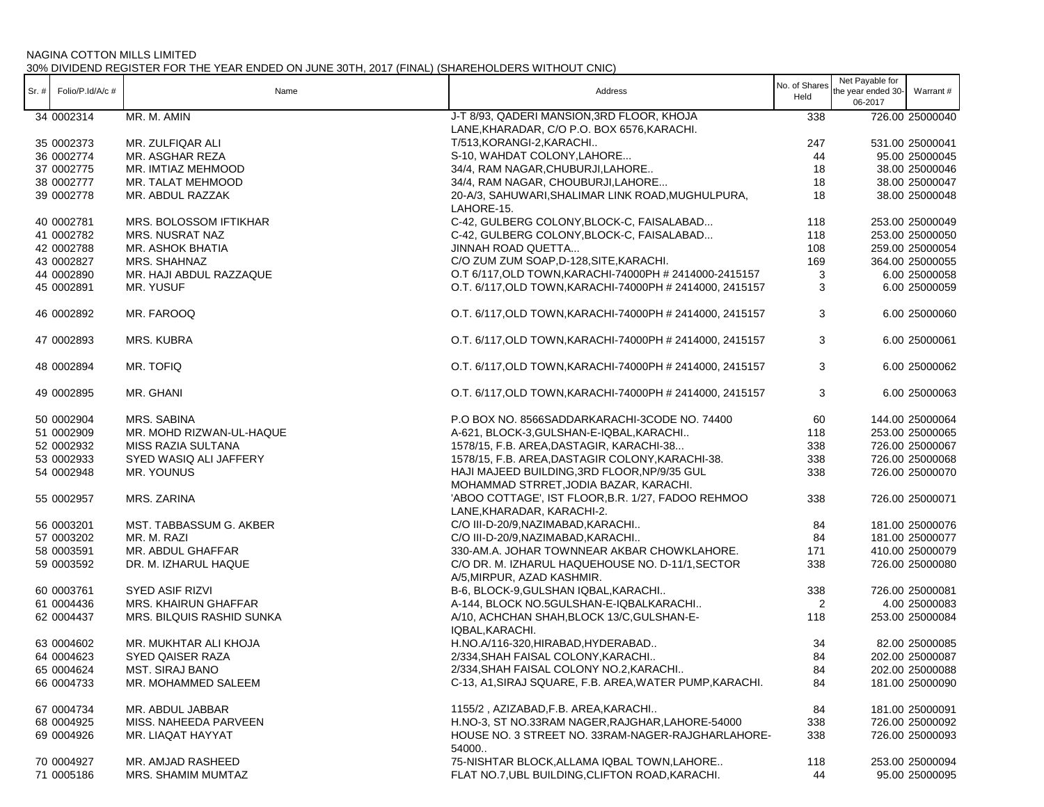NAGINA COTTON MILLS LIMITED

30% DIVIDEND REGISTER FOR THE YEAR ENDED ON JUNE 30TH, 2017 (FINAL) (SHAREHOLDERS WITHOUT CNIC)

| Sr. # | Folio/P.Id/A/c # | Name | Address | No. of Shares Held | Net Payable for the year ended 30-06-2017 | Warrant # |
|---|---|---|---|---|---|---|
| 34 | 0002314 | MR. M. AMIN | J-T 8/93, QADERI MANSION,3RD FLOOR, KHOJA LANE,KHARADAR, C/O P.O. BOX 6576,KARACHI. | 338 | 726.00 | 25000040 |
| 35 | 0002373 | MR. ZULFIQAR ALI | T/513,KORANGI-2,KARACHI.. | 247 | 531.00 | 25000041 |
| 36 | 0002774 | MR. ASGHAR REZA | S-10, WAHDAT COLONY,LAHORE... | 44 | 95.00 | 25000045 |
| 37 | 0002775 | MR. IMTIAZ MEHMOOD | 34/4, RAM NAGAR,CHUBURJI,LAHORE.. | 18 | 38.00 | 25000046 |
| 38 | 0002777 | MR. TALAT MEHMOOD | 34/4, RAM NAGAR, CHOUBURJI,LAHORE... | 18 | 38.00 | 25000047 |
| 39 | 0002778 | MR. ABDUL RAZZAK | 20-A/3, SAHUWARI,SHALIMAR LINK ROAD,MUGHULPURA, LAHORE-15. | 18 | 38.00 | 25000048 |
| 40 | 0002781 | MRS. BOLOSSOM IFTIKHAR | C-42, GULBERG COLONY,BLOCK-C, FAISALABAD... | 118 | 253.00 | 25000049 |
| 41 | 0002782 | MRS. NUSRAT NAZ | C-42, GULBERG COLONY,BLOCK-C, FAISALABAD... | 118 | 253.00 | 25000050 |
| 42 | 0002788 | MR. ASHOK BHATIA | JINNAH ROAD QUETTA... | 108 | 259.00 | 25000054 |
| 43 | 0002827 | MRS. SHAHNAZ | C/O ZUM ZUM SOAP,D-128,SITE,KARACHI. | 169 | 364.00 | 25000055 |
| 44 | 0002890 | MR. HAJI ABDUL RAZZAQUE | O.T 6/117,OLD TOWN,KARACHI-74000PH # 2414000-2415157 | 3 | 6.00 | 25000058 |
| 45 | 0002891 | MR. YUSUF | O.T. 6/117,OLD TOWN,KARACHI-74000PH # 2414000, 2415157 | 3 | 6.00 | 25000059 |
| 46 | 0002892 | MR. FAROOQ | O.T. 6/117,OLD TOWN,KARACHI-74000PH # 2414000, 2415157 | 3 | 6.00 | 25000060 |
| 47 | 0002893 | MRS. KUBRA | O.T. 6/117,OLD TOWN,KARACHI-74000PH # 2414000, 2415157 | 3 | 6.00 | 25000061 |
| 48 | 0002894 | MR. TOFIQ | O.T. 6/117,OLD TOWN,KARACHI-74000PH # 2414000, 2415157 | 3 | 6.00 | 25000062 |
| 49 | 0002895 | MR. GHANI | O.T. 6/117,OLD TOWN,KARACHI-74000PH # 2414000, 2415157 | 3 | 6.00 | 25000063 |
| 50 | 0002904 | MRS. SABINA | P.O BOX NO. 8566SADDARKARACHI-3CODE NO. 74400 | 60 | 144.00 | 25000064 |
| 51 | 0002909 | MR. MOHD RIZWAN-UL-HAQUE | A-621, BLOCK-3,GULSHAN-E-IQBAL,KARACHI.. | 118 | 253.00 | 25000065 |
| 52 | 0002932 | MISS RAZIA SULTANA | 1578/15, F.B. AREA,DASTAGIR, KARACHI-38... | 338 | 726.00 | 25000067 |
| 53 | 0002933 | SYED WASIQ ALI JAFFERY | 1578/15, F.B. AREA,DASTAGIR COLONY,KARACHI-38. | 338 | 726.00 | 25000068 |
| 54 | 0002948 | MR. YOUNUS | HAJI MAJEED BUILDING,3RD FLOOR,NP/9/35 GUL MOHAMMAD STRRET,JODIA BAZAR, KARACHI. | 338 | 726.00 | 25000070 |
| 55 | 0002957 | MRS. ZARINA | 'ABOO COTTAGE', IST FLOOR,B.R. 1/27, FADOO REHMOO LANE,KHARADAR, KARACHI-2. | 338 | 726.00 | 25000071 |
| 56 | 0003201 | MST. TABBASSUM G. AKBER | C/O III-D-20/9,NAZIMABAD,KARACHI.. | 84 | 181.00 | 25000076 |
| 57 | 0003202 | MR. M. RAZI | C/O III-D-20/9,NAZIMABAD,KARACHI.. | 84 | 181.00 | 25000077 |
| 58 | 0003591 | MR. ABDUL GHAFFAR | 330-AM.A. JOHAR TOWNNEAR AKBAR CHOWKLAHORE. | 171 | 410.00 | 25000079 |
| 59 | 0003592 | DR. M. IZHARUL HAQUE | C/O DR. M. IZHARUL HAQUEHOUSE NO. D-11/1,SECTOR A/5,MIRPUR, AZAD KASHMIR. | 338 | 726.00 | 25000080 |
| 60 | 0003761 | SYED ASIF RIZVI | B-6, BLOCK-9,GULSHAN IQBAL,KARACHI.. | 338 | 726.00 | 25000081 |
| 61 | 0004436 | MRS. KHAIRUN GHAFFAR | A-144, BLOCK NO.5GULSHAN-E-IQBALKARACHI.. | 2 | 4.00 | 25000083 |
| 62 | 0004437 | MRS. BILQUIS RASHID SUNKA | A/10, ACHCHAN SHAH,BLOCK 13/C,GULSHAN-E-IQBAL,KARACHI. | 118 | 253.00 | 25000084 |
| 63 | 0004602 | MR. MUKHTAR ALI KHOJA | H.NO.A/116-320,HIRABAD,HYDERABAD.. | 34 | 82.00 | 25000085 |
| 64 | 0004623 | SYED QAISER RAZA | 2/334,SHAH FAISAL COLONY,KARACHI.. | 84 | 202.00 | 25000087 |
| 65 | 0004624 | MST. SIRAJ BANO | 2/334,SHAH FAISAL COLONY NO.2,KARACHI.. | 84 | 202.00 | 25000088 |
| 66 | 0004733 | MR. MOHAMMED SALEEM | C-13, A1,SIRAJ SQUARE, F.B. AREA,WATER PUMP,KARACHI. | 84 | 181.00 | 25000090 |
| 67 | 0004734 | MR. ABDUL JABBAR | 1155/2 , AZIZABAD,F.B. AREA,KARACHI.. | 84 | 181.00 | 25000091 |
| 68 | 0004925 | MISS. NAHEEDA PARVEEN | H.NO-3, ST NO.33RAM NAGER,RAJGHAR,LAHORE-54000 | 338 | 726.00 | 25000092 |
| 69 | 0004926 | MR. LIAQAT HAYYAT | HOUSE NO. 3 STREET NO. 33RAM-NAGER-RAJGHARLAHORE-54000.. | 338 | 726.00 | 25000093 |
| 70 | 0004927 | MR. AMJAD RASHEED | 75-NISHTAR BLOCK,ALLAMA IQBAL TOWN,LAHORE.. | 118 | 253.00 | 25000094 |
| 71 | 0005186 | MRS. SHAMIM MUMTAZ | FLAT NO.7,UBL BUILDING,CLIFTON ROAD,KARACHI. | 44 | 95.00 | 25000095 |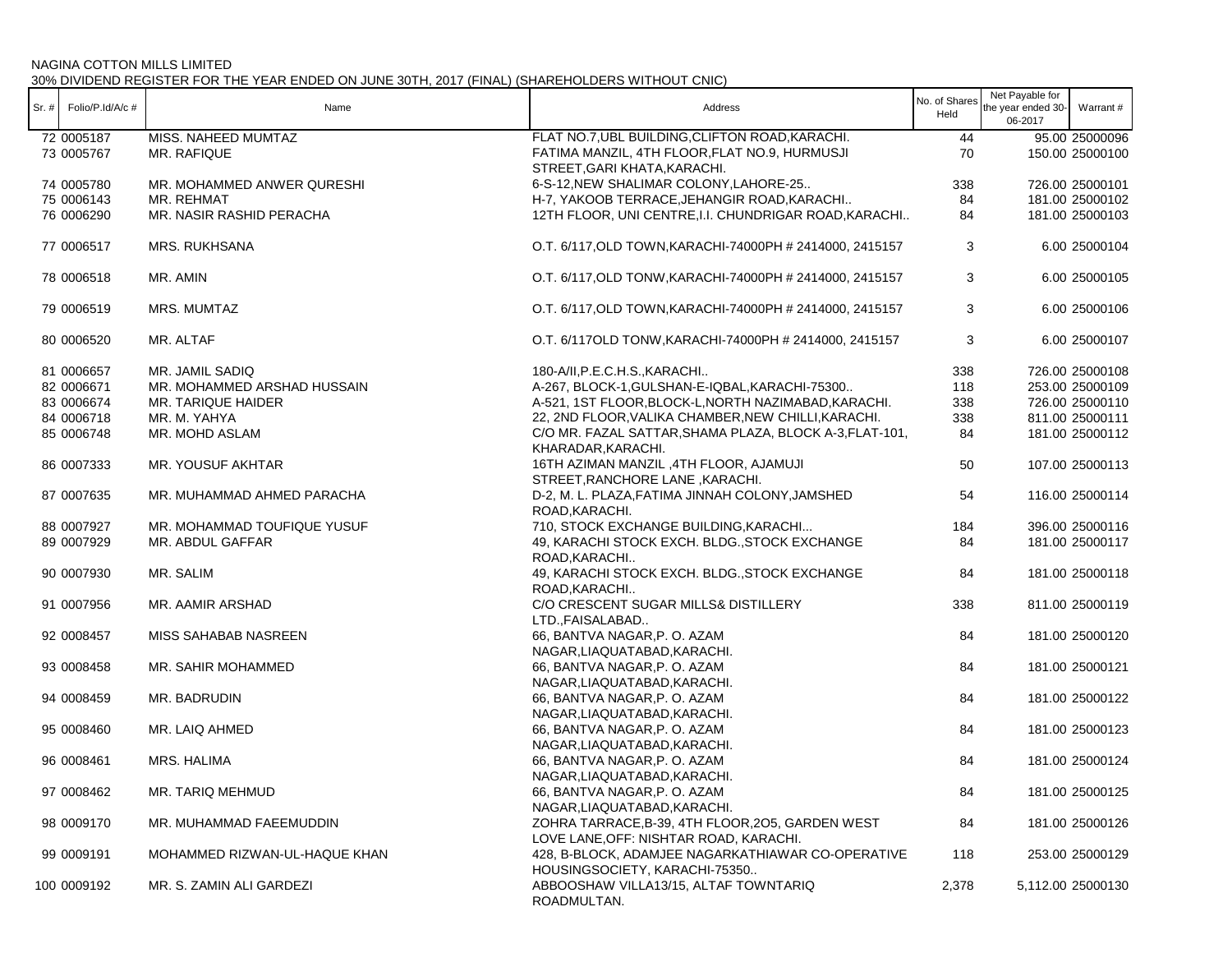NAGINA COTTON MILLS LIMITED
30% DIVIDEND REGISTER FOR THE YEAR ENDED ON JUNE 30TH, 2017 (FINAL) (SHAREHOLDERS WITHOUT CNIC)

| Sr. # | Folio/P.Id/A/c # | Name | Address | No. of Shares Held | Net Payable for the year ended 30-06-2017 | Warrant # |
|---|---|---|---|---|---|---|
| 72 | 0005187 | MISS. NAHEED MUMTAZ | FLAT NO.7,UBL BUILDING,CLIFTON ROAD,KARACHI. | 44 | 95.00 | 25000096 |
| 73 | 0005767 | MR. RAFIQUE | FATIMA MANZIL, 4TH FLOOR,FLAT NO.9, HURMUSJI STREET,GARI KHATA,KARACHI. | 70 | 150.00 | 25000100 |
| 74 | 0005780 | MR. MOHAMMED ANWER QURESHI | 6-S-12,NEW SHALIMAR COLONY,LAHORE-25.. | 338 | 726.00 | 25000101 |
| 75 | 0006143 | MR. REHMAT | H-7, YAKOOB TERRACE,JEHANGIR ROAD,KARACHI.. | 84 | 181.00 | 25000102 |
| 76 | 0006290 | MR. NASIR RASHID PERACHA | 12TH FLOOR, UNI CENTRE,I.I. CHUNDRIGAR ROAD,KARACHI.. | 84 | 181.00 | 25000103 |
| 77 | 0006517 | MRS. RUKHSANA | O.T. 6/117,OLD TOWN,KARACHI-74000PH # 2414000, 2415157 | 3 | 6.00 | 25000104 |
| 78 | 0006518 | MR. AMIN | O.T. 6/117,OLD TONW,KARACHI-74000PH # 2414000, 2415157 | 3 | 6.00 | 25000105 |
| 79 | 0006519 | MRS. MUMTAZ | O.T. 6/117,OLD TOWN,KARACHI-74000PH # 2414000, 2415157 | 3 | 6.00 | 25000106 |
| 80 | 0006520 | MR. ALTAF | O.T. 6/117OLD TONW,KARACHI-74000PH # 2414000, 2415157 | 3 | 6.00 | 25000107 |
| 81 | 0006657 | MR. JAMIL SADIQ | 180-A/II,P.E.C.H.S.,KARACHI.. | 338 | 726.00 | 25000108 |
| 82 | 0006671 | MR. MOHAMMED ARSHAD HUSSAIN | A-267, BLOCK-1,GULSHAN-E-IQBAL,KARACHI-75300.. | 118 | 253.00 | 25000109 |
| 83 | 0006674 | MR. TARIQUE HAIDER | A-521, 1ST FLOOR,BLOCK-L,NORTH NAZIMABAD,KARACHI. | 338 | 726.00 | 25000110 |
| 84 | 0006718 | MR. M. YAHYA | 22, 2ND FLOOR,VALIKA CHAMBER,NEW CHILLI,KARACHI. | 338 | 811.00 | 25000111 |
| 85 | 0006748 | MR. MOHD ASLAM | C/O MR. FAZAL SATTAR,SHAMA PLAZA, BLOCK A-3,FLAT-101, KHARADAR,KARACHI. | 84 | 181.00 | 25000112 |
| 86 | 0007333 | MR. YOUSUF AKHTAR | 16TH AZIMAN MANZIL ,4TH FLOOR, AJAMUJI STREET,RANCHORE LANE ,KARACHI. | 50 | 107.00 | 25000113 |
| 87 | 0007635 | MR. MUHAMMAD AHMED PARACHA | D-2, M. L. PLAZA,FATIMA JINNAH COLONY,JAMSHED ROAD,KARACHI. | 54 | 116.00 | 25000114 |
| 88 | 0007927 | MR. MOHAMMAD TOUFIQUE YUSUF | 710, STOCK EXCHANGE BUILDING,KARACHI... | 184 | 396.00 | 25000116 |
| 89 | 0007929 | MR. ABDUL GAFFAR | 49, KARACHI STOCK EXCH. BLDG.,STOCK EXCHANGE ROAD,KARACHI.. | 84 | 181.00 | 25000117 |
| 90 | 0007930 | MR. SALIM | 49, KARACHI STOCK EXCH. BLDG.,STOCK EXCHANGE ROAD,KARACHI.. | 84 | 181.00 | 25000118 |
| 91 | 0007956 | MR. AAMIR ARSHAD | C/O CRESCENT SUGAR MILLS& DISTILLERY LTD.,FAISALABAD.. | 338 | 811.00 | 25000119 |
| 92 | 0008457 | MISS SAHABAB NASREEN | 66, BANTVA NAGAR,P. O. AZAM NAGAR,LIAQUATABAD,KARACHI. | 84 | 181.00 | 25000120 |
| 93 | 0008458 | MR. SAHIR MOHAMMED | 66, BANTVA NAGAR,P. O. AZAM NAGAR,LIAQUATABAD,KARACHI. | 84 | 181.00 | 25000121 |
| 94 | 0008459 | MR. BADRUDIN | 66, BANTVA NAGAR,P. O. AZAM NAGAR,LIAQUATABAD,KARACHI. | 84 | 181.00 | 25000122 |
| 95 | 0008460 | MR. LAIQ AHMED | 66, BANTVA NAGAR,P. O. AZAM NAGAR,LIAQUATABAD,KARACHI. | 84 | 181.00 | 25000123 |
| 96 | 0008461 | MRS. HALIMA | 66, BANTVA NAGAR,P. O. AZAM NAGAR,LIAQUATABAD,KARACHI. | 84 | 181.00 | 25000124 |
| 97 | 0008462 | MR. TARIQ MEHMUD | 66, BANTVA NAGAR,P. O. AZAM NAGAR,LIAQUATABAD,KARACHI. | 84 | 181.00 | 25000125 |
| 98 | 0009170 | MR. MUHAMMAD FAEEMUDDIN | ZOHRA TARRACE,B-39, 4TH FLOOR,2O5, GARDEN WEST LOVE LANE,OFF: NISHTAR ROAD, KARACHI. | 84 | 181.00 | 25000126 |
| 99 | 0009191 | MOHAMMED RIZWAN-UL-HAQUE KHAN | 428, B-BLOCK, ADAMJEE NAGARKATHIAWAR CO-OPERATIVE HOUSINGSOCIETY, KARACHI-75350.. | 118 | 253.00 | 25000129 |
| 100 | 0009192 | MR. S. ZAMIN ALI GARDEZI | ABBOOSHAW VILLA13/15, ALTAF TOWNTARIQ ROADMULTAN. | 2,378 | 5,112.00 | 25000130 |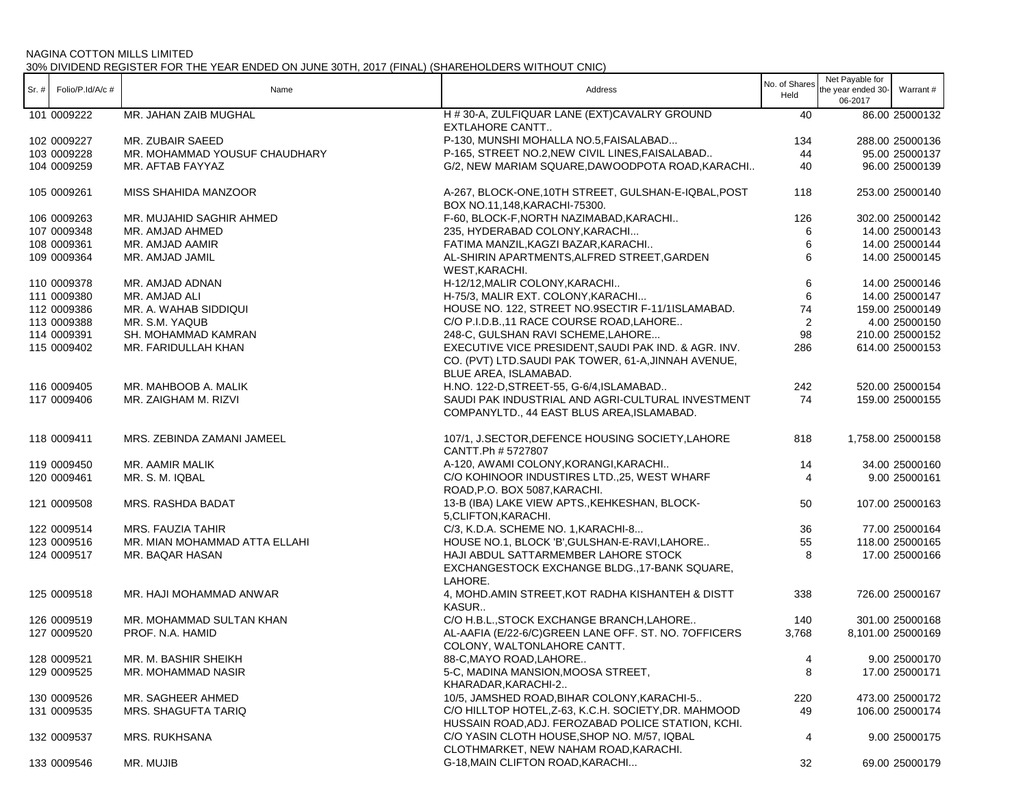NAGINA COTTON MILLS LIMITED

30% DIVIDEND REGISTER FOR THE YEAR ENDED ON JUNE 30TH, 2017 (FINAL) (SHAREHOLDERS WITHOUT CNIC)

| Sr. # | Folio/P.Id/A/c # | Name | Address | No. of Shares Held | Net Payable for the year ended 30-06-2017 | Warrant # |
|---|---|---|---|---|---|---|
| 101 | 0009222 | MR. JAHAN ZAIB MUGHAL | H # 30-A, ZULFIQUAR LANE (EXT)CAVALRY GROUND EXTLAHORE CANTT.. | 40 | 86.00 | 25000132 |
| 102 | 0009227 | MR. ZUBAIR SAEED | P-130, MUNSHI MOHALLA NO.5,FAISALABAD... | 134 | 288.00 | 25000136 |
| 103 | 0009228 | MR. MOHAMMAD YOUSUF CHAUDHARY | P-165, STREET NO.2,NEW CIVIL LINES,FAISALABAD.. | 44 | 95.00 | 25000137 |
| 104 | 0009259 | MR. AFTAB FAYYAZ | G/2, NEW MARIAM SQUARE,DAWOODPOTA ROAD,KARACHI.. | 40 | 96.00 | 25000139 |
| 105 | 0009261 | MISS SHAHIDA MANZOOR | A-267, BLOCK-ONE,10TH STREET, GULSHAN-E-IQBAL,POST BOX NO.11,148,KARACHI-75300. | 118 | 253.00 | 25000140 |
| 106 | 0009263 | MR. MUJAHID SAGHIR AHMED | F-60, BLOCK-F,NORTH NAZIMABAD,KARACHI.. | 126 | 302.00 | 25000142 |
| 107 | 0009348 | MR. AMJAD AHMED | 235, HYDERABAD COLONY,KARACHI... | 6 | 14.00 | 25000143 |
| 108 | 0009361 | MR. AMJAD AAMIR | FATIMA MANZIL,KAGZI BAZAR,KARACHI.. | 6 | 14.00 | 25000144 |
| 109 | 0009364 | MR. AMJAD JAMIL | AL-SHIRIN APARTMENTS,ALFRED STREET,GARDEN WEST,KARACHI. | 6 | 14.00 | 25000145 |
| 110 | 0009378 | MR. AMJAD ADNAN | H-12/12,MALIR COLONY,KARACHI.. | 6 | 14.00 | 25000146 |
| 111 | 0009380 | MR. AMJAD ALI | H-75/3, MALIR EXT. COLONY,KARACHI... | 6 | 14.00 | 25000147 |
| 112 | 0009386 | MR. A. WAHAB SIDDIQUI | HOUSE NO. 122, STREET NO.9SECTIR F-11/1ISLAMABAD. | 74 | 159.00 | 25000149 |
| 113 | 0009388 | MR. S.M. YAQUB | C/O P.I.D.B.,11 RACE COURSE ROAD,LAHORE.. | 2 | 4.00 | 25000150 |
| 114 | 0009391 | SH. MOHAMMAD KAMRAN | 248-C, GULSHAN RAVI SCHEME,LAHORE... | 98 | 210.00 | 25000152 |
| 115 | 0009402 | MR. FARIDULLAH KHAN | EXECUTIVE VICE PRESIDENT,SAUDI PAK IND. & AGR. INV. CO. (PVT) LTD.SAUDI PAK TOWER, 61-A,JINNAH AVENUE, BLUE AREA, ISLAMABAD. | 286 | 614.00 | 25000153 |
| 116 | 0009405 | MR. MAHBOOB A. MALIK | H.NO. 122-D,STREET-55, G-6/4,ISLAMABAD.. | 242 | 520.00 | 25000154 |
| 117 | 0009406 | MR. ZAIGHAM M. RIZVI | SAUDI PAK INDUSTRIAL AND AGRI-CULTURAL INVESTMENT COMPANYLTD., 44 EAST BLUS AREA,ISLAMABAD. | 74 | 159.00 | 25000155 |
| 118 | 0009411 | MRS. ZEBINDA ZAMANI JAMEEL | 107/1, J.SECTOR,DEFENCE HOUSING SOCIETY,LAHORE CANTT.Ph # 5727807 | 818 | 1,758.00 | 25000158 |
| 119 | 0009450 | MR. AAMIR MALIK | A-120, AWAMI COLONY,KORANGI,KARACHI.. | 14 | 34.00 | 25000160 |
| 120 | 0009461 | MR. S. M. IQBAL | C/O KOHINOOR INDUSTIRES LTD.,25, WEST WHARF ROAD,P.O. BOX 5087,KARACHI. | 4 | 9.00 | 25000161 |
| 121 | 0009508 | MRS. RASHDA BADAT | 13-B (IBA) LAKE VIEW APTS.,KEHKESHAN, BLOCK-5,CLIFTON,KARACHI. | 50 | 107.00 | 25000163 |
| 122 | 0009514 | MRS. FAUZIA TAHIR | C/3, K.D.A. SCHEME NO. 1,KARACHI-8... | 36 | 77.00 | 25000164 |
| 123 | 0009516 | MR. MIAN MOHAMMAD ATTA ELLAHI | HOUSE NO.1, BLOCK 'B',GULSHAN-E-RAVI,LAHORE.. | 55 | 118.00 | 25000165 |
| 124 | 0009517 | MR. BAQAR HASAN | HAJI ABDUL SATTARMEMBER LAHORE STOCK EXCHANGESTOCK EXCHANGE BLDG.,17-BANK SQUARE, LAHORE. | 8 | 17.00 | 25000166 |
| 125 | 0009518 | MR. HAJI MOHAMMAD ANWAR | 4, MOHD.AMIN STREET,KOT RADHA KISHANTEH & DISTT KASUR.. | 338 | 726.00 | 25000167 |
| 126 | 0009519 | MR. MOHAMMAD SULTAN KHAN | C/O H.B.L.,STOCK EXCHANGE BRANCH,LAHORE.. | 140 | 301.00 | 25000168 |
| 127 | 0009520 | PROF. N.A. HAMID | AL-AAFIA (E/22-6/C)GREEN LANE OFF. ST. NO. 7OFFICERS COLONY, WALTONLAHORE CANTT. | 3,768 | 8,101.00 | 25000169 |
| 128 | 0009521 | MR. M. BASHIR SHEIKH | 88-C,MAYO ROAD,LAHORE.. | 4 | 9.00 | 25000170 |
| 129 | 0009525 | MR. MOHAMMAD NASIR | 5-C, MADINA MANSION,MOOSA STREET, KHARADAR,KARACHI-2.. | 8 | 17.00 | 25000171 |
| 130 | 0009526 | MR. SAGHEER AHMED | 10/5, JAMSHED ROAD,BIHAR COLONY,KARACHI-5.. | 220 | 473.00 | 25000172 |
| 131 | 0009535 | MRS. SHAGUFTA TARIQ | C/O HILLTOP HOTEL,Z-63, K.C.H. SOCIETY,DR. MAHMOOD HUSSAIN ROAD,ADJ. FEROZABAD POLICE STATION, KCHI. | 49 | 106.00 | 25000174 |
| 132 | 0009537 | MRS. RUKHSANA | C/O YASIN CLOTH HOUSE,SHOP NO. M/57, IQBAL CLOTHMARKET, NEW NAHAM ROAD,KARACHI. | 4 | 9.00 | 25000175 |
| 133 | 0009546 | MR. MUJIB | G-18,MAIN CLIFTON ROAD,KARACHI... | 32 | 69.00 | 25000179 |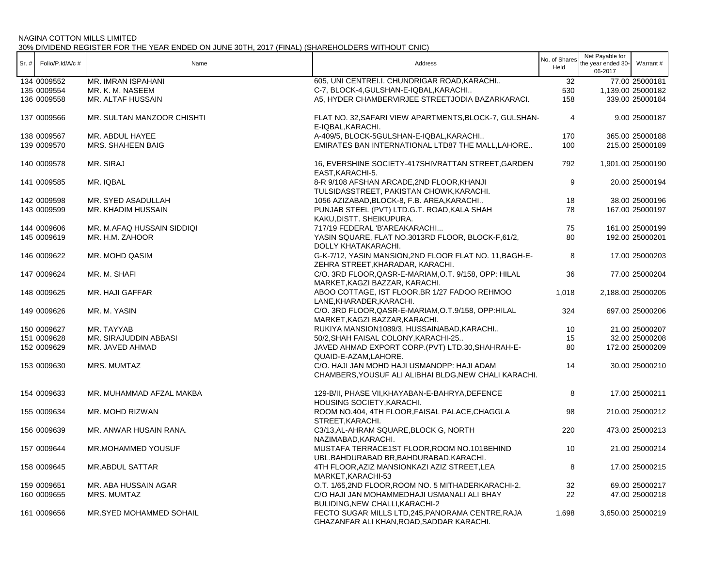NAGINA COTTON MILLS LIMITED

30% DIVIDEND REGISTER FOR THE YEAR ENDED ON JUNE 30TH, 2017 (FINAL) (SHAREHOLDERS WITHOUT CNIC)

| Sr. # | Folio/P.Id/A/c # | Name | Address | No. of Shares Held | Net Payable for the year ended 30-06-2017 | Warrant # |
|---|---|---|---|---|---|---|
| 134 | 0009552 | MR. IMRAN ISPAHANI | 605, UNI CENTREI.I. CHUNDRIGAR ROAD,KARACHI.. | 32 | 77.00 | 25000181 |
| 135 | 0009554 | MR. K. M. NASEEM | C-7, BLOCK-4,GULSHAN-E-IQBAL,KARACHI.. | 530 | 1,139.00 | 25000182 |
| 136 | 0009558 | MR. ALTAF HUSSAIN | A5, HYDER CHAMBERVIRJEE STREETJODIA BAZARKARACI. | 158 | 339.00 | 25000184 |
| 137 | 0009566 | MR. SULTAN MANZOOR CHISHTI | FLAT NO. 32,SAFARI VIEW APARTMENTS,BLOCK-7, GULSHAN-E-IQBAL,KARACHI. | 4 | 9.00 | 25000187 |
| 138 | 0009567 | MR. ABDUL HAYEE | A-409/5, BLOCK-5GULSHAN-E-IQBAL,KARACHI.. | 170 | 365.00 | 25000188 |
| 139 | 0009570 | MRS. SHAHEEN BAIG | EMIRATES BAN INTERNATIONAL LTD87 THE MALL,LAHORE.. | 100 | 215.00 | 25000189 |
| 140 | 0009578 | MR. SIRAJ | 16, EVERSHINE SOCIETY-417SHIVRATTAN STREET,GARDEN EAST,KARACHI-5. | 792 | 1,901.00 | 25000190 |
| 141 | 0009585 | MR. IQBAL | 8-R 9/108 AFSHAN ARCADE,2ND FLOOR,KHANJI TULSIDASSTREET, PAKISTAN CHOWK,KARACHI. | 9 | 20.00 | 25000194 |
| 142 | 0009598 | MR. SYED ASADULLAH | 1056 AZIZABAD,BLOCK-8, F.B. AREA,KARACHI.. | 18 | 38.00 | 25000196 |
| 143 | 0009599 | MR. KHADIM HUSSAIN | PUNJAB STEEL (PVT) LTD.G.T. ROAD,KALA SHAH KAKU,DISTT. SHEIKUPURA. | 78 | 167.00 | 25000197 |
| 144 | 0009606 | MR. M.AFAQ HUSSAIN SIDDIQI | 717/19 FEDERAL 'B'AREAKARACHI... | 75 | 161.00 | 25000199 |
| 145 | 0009619 | MR. H.M. ZAHOOR | YASIN SQUARE, FLAT NO.3013RD FLOOR, BLOCK-F,61/2, DOLLY KHATAKARACHI. | 80 | 192.00 | 25000201 |
| 146 | 0009622 | MR. MOHD QASIM | G-K-7/12, YASIN MANSION,2ND FLOOR FLAT NO. 11,BAGH-E-ZEHRA STREET,KHARADAR, KARACHI. | 8 | 17.00 | 25000203 |
| 147 | 0009624 | MR. M. SHAFI | C/O. 3RD FLOOR,QASR-E-MARIAM,O.T. 9/158, OPP: HILAL MARKET,KAGZI BAZZAR, KARACHI. | 36 | 77.00 | 25000204 |
| 148 | 0009625 | MR. HAJI GAFFAR | ABOO COTTAGE, IST FLOOR,BR 1/27 FADOO REHMOO LANE,KHARADER,KARACHI. | 1,018 | 2,188.00 | 25000205 |
| 149 | 0009626 | MR. M. YASIN | C/O. 3RD FLOOR,QASR-E-MARIAM,O.T.9/158, OPP:HILAL MARKET,KAGZI BAZZAR,KARACHI. | 324 | 697.00 | 25000206 |
| 150 | 0009627 | MR. TAYYAB | RUKIYA MANSION1089/3, HUSSAINABAD,KARACHI.. | 10 | 21.00 | 25000207 |
| 151 | 0009628 | MR. SIRAJUDDIN ABBASI | 50/2,SHAH FAISAL COLONY,KARACHI-25.. | 15 | 32.00 | 25000208 |
| 152 | 0009629 | MR. JAVED AHMAD | JAVED AHMAD EXPORT CORP.(PVT) LTD.30,SHAHRAH-E-QUAID-E-AZAM,LAHORE. | 80 | 172.00 | 25000209 |
| 153 | 0009630 | MRS. MUMTAZ | C/O. HAJI JAN MOHD HAJI USMANOPP: HAJI ADAM CHAMBERS,YOUSUF ALI ALIBHAI BLDG,NEW CHALI KARACHI. | 14 | 30.00 | 25000210 |
| 154 | 0009633 | MR. MUHAMMAD AFZAL MAKBA | 129-B/II, PHASE VII,KHAYABAN-E-BAHRYA,DEFENCE HOUSING SOCIETY,KARACHI. | 8 | 17.00 | 25000211 |
| 155 | 0009634 | MR. MOHD RIZWAN | ROOM NO.404, 4TH FLOOR,FAISAL PALACE,CHAGGLA STREET,KARACHI. | 98 | 210.00 | 25000212 |
| 156 | 0009639 | MR. ANWAR HUSAIN RANA. | C3/13,AL-AHRAM SQUARE,BLOCK G, NORTH NAZIMABAD,KARACHI. | 220 | 473.00 | 25000213 |
| 157 | 0009644 | MR.MOHAMMED YOUSUF | MUSTAFA TERRACE1ST FLOOR,ROOM NO.101BEHIND UBL.BAHDURABAD BR,BAHDURABAD,KARACHI. | 10 | 21.00 | 25000214 |
| 158 | 0009645 | MR.ABDUL SATTAR | 4TH FLOOR,AZIZ MANSIONKAZI AZIZ STREET,LEA MARKET,KARACHI-53 | 8 | 17.00 | 25000215 |
| 159 | 0009651 | MR. ABA HUSSAIN AGAR | O.T. 1/65,2ND FLOOR,ROOM NO. 5 MITHADERKARACHI-2. | 32 | 69.00 | 25000217 |
| 160 | 0009655 | MRS. MUMTAZ | C/O HAJI JAN MOHAMMEDHAJI USMANALI ALI BHAY BULIDING,NEW CHALLI,KARACHI-2 | 22 | 47.00 | 25000218 |
| 161 | 0009656 | MR.SYED MOHAMMED SOHAIL | FECTO SUGAR MILLS LTD,245,PANORAMA CENTRE,RAJA GHAZANFAR ALI KHAN,ROAD,SADDAR KARACHI. | 1,698 | 3,650.00 | 25000219 |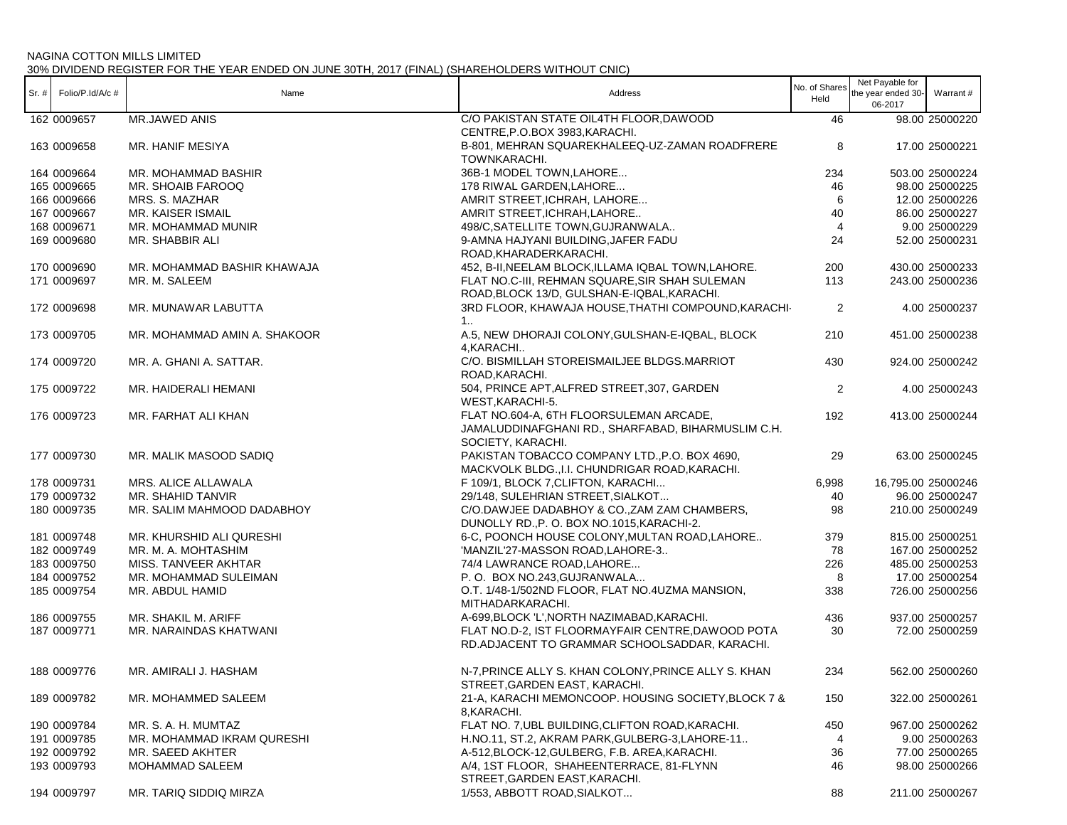NAGINA COTTON MILLS LIMITED

30% DIVIDEND REGISTER FOR THE YEAR ENDED ON JUNE 30TH, 2017 (FINAL) (SHAREHOLDERS WITHOUT CNIC)

| Sr. # | Folio/P.Id/A/c # | Name | Address | No. of Shares Held | Net Payable for the year ended 30-06-2017 | Warrant # |
|---|---|---|---|---|---|---|
| 162 | 0009657 | MR.JAWED ANIS | C/O PAKISTAN STATE OIL4TH FLOOR,DAWOOD CENTRE,P.O.BOX 3983,KARACHI. | 46 | 98.00 | 25000220 |
| 163 | 0009658 | MR. HANIF MESIYA | B-801, MEHRAN SQUAREKHALEEQ-UZ-ZAMAN ROADFRERE TOWNKARACHI. | 8 | 17.00 | 25000221 |
| 164 | 0009664 | MR. MOHAMMAD BASHIR | 36B-1 MODEL TOWN,LAHORE... | 234 | 503.00 | 25000224 |
| 165 | 0009665 | MR. SHOAIB FAROOQ | 178 RIWAL GARDEN,LAHORE... | 46 | 98.00 | 25000225 |
| 166 | 0009666 | MRS. S. MAZHAR | AMRIT STREET,ICHRAH, LAHORE... | 6 | 12.00 | 25000226 |
| 167 | 0009667 | MR. KAISER ISMAIL | AMRIT STREET,ICHRAH,LAHORE.. | 40 | 86.00 | 25000227 |
| 168 | 0009671 | MR. MOHAMMAD MUNIR | 498/C,SATELLITE TOWN,GUJRANWALA.. | 4 | 9.00 | 25000229 |
| 169 | 0009680 | MR. SHABBIR ALI | 9-AMNA HAJYANI BUILDING,JAFER FADU ROAD,KHARADERKARACHI. | 24 | 52.00 | 25000231 |
| 170 | 0009690 | MR. MOHAMMAD BASHIR KHAWAJA | 452, B-II,NEELAM BLOCK,ILLAMA IQBAL TOWN,LAHORE. | 200 | 430.00 | 25000233 |
| 171 | 0009697 | MR. M. SALEEM | FLAT NO.C-III, REHMAN SQUARE,SIR SHAH SULEMAN ROAD,BLOCK 13/D, GULSHAN-E-IQBAL,KARACHI. | 113 | 243.00 | 25000236 |
| 172 | 0009698 | MR. MUNAWAR LABUTTA | 3RD FLOOR, KHAWAJA HOUSE,THATHI COMPOUND,KARACHI-1.. | 2 | 4.00 | 25000237 |
| 173 | 0009705 | MR. MOHAMMAD AMIN A. SHAKOOR | A.5, NEW DHORAJI COLONY,GULSHAN-E-IQBAL, BLOCK 4,KARACHI.. | 210 | 451.00 | 25000238 |
| 174 | 0009720 | MR. A. GHANI A. SATTAR. | C/O. BISMILLAH STOREISMAILJEE BLDGS.MARRIOT ROAD,KARACHI. | 430 | 924.00 | 25000242 |
| 175 | 0009722 | MR. HAIDERALI HEMANI | 504, PRINCE APT,ALFRED STREET,307, GARDEN WEST,KARACHI-5. | 2 | 4.00 | 25000243 |
| 176 | 0009723 | MR. FARHAT ALI KHAN | FLAT NO.604-A, 6TH FLOORSULEMAN ARCADE, JAMALUDDINAFGHANI RD., SHARFABAD, BIHARMUSLIM C.H. SOCIETY, KARACHI. | 192 | 413.00 | 25000244 |
| 177 | 0009730 | MR. MALIK MASOOD SADIQ | PAKISTAN TOBACCO COMPANY LTD.,P.O. BOX 4690, MACKVOLK BLDG.,I.I. CHUNDRIGAR ROAD,KARACHI. | 29 | 63.00 | 25000245 |
| 178 | 0009731 | MRS. ALICE ALLAWALA | F 109/1, BLOCK 7,CLIFTON, KARACHI... | 6,998 | 16,795.00 | 25000246 |
| 179 | 0009732 | MR. SHAHID TANVIR | 29/148, SULEHRIAN STREET,SIALKOT... | 40 | 96.00 | 25000247 |
| 180 | 0009735 | MR. SALIM MAHMOOD DADABHOY | C/O.DAWJEE DADABHOY & CO.,ZAM ZAM CHAMBERS, DUNOLLY RD.,P. O. BOX NO.1015,KARACHI-2. | 98 | 210.00 | 25000249 |
| 181 | 0009748 | MR. KHURSHID ALI QURESHI | 6-C, POONCH HOUSE COLONY,MULTAN ROAD,LAHORE.. | 379 | 815.00 | 25000251 |
| 182 | 0009749 | MR. M. A. MOHTASHIM | 'MANZIL'27-MASSON ROAD,LAHORE-3.. | 78 | 167.00 | 25000252 |
| 183 | 0009750 | MISS. TANVEER AKHTAR | 74/4 LAWRANCE ROAD,LAHORE... | 226 | 485.00 | 25000253 |
| 184 | 0009752 | MR. MOHAMMAD SULEIMAN | P. O. BOX NO.243,GUJRANWALA... | 8 | 17.00 | 25000254 |
| 185 | 0009754 | MR. ABDUL HAMID | O.T. 1/48-1/502ND FLOOR, FLAT NO.4UZMA MANSION, MITHADARKARACHI. | 338 | 726.00 | 25000256 |
| 186 | 0009755 | MR. SHAKIL M. ARIFF | A-699,BLOCK 'L',NORTH NAZIMABAD,KARACHI. | 436 | 937.00 | 25000257 |
| 187 | 0009771 | MR. NARAINDAS KHATWANI | FLAT NO.D-2, IST FLOORMAYFAIR CENTRE,DAWOOD POTA RD.ADJACENT TO GRAMMAR SCHOOLSADDAR, KARACHI. | 30 | 72.00 | 25000259 |
| 188 | 0009776 | MR. AMIRALI J. HASHAM | N-7,PRINCE ALLY S. KHAN COLONY,PRINCE ALLY S. KHAN STREET,GARDEN EAST, KARACHI. | 234 | 562.00 | 25000260 |
| 189 | 0009782 | MR. MOHAMMED SALEEM | 21-A, KARACHI MEMONCOOP. HOUSING SOCIETY,BLOCK 7 & 8,KARACHI. | 150 | 322.00 | 25000261 |
| 190 | 0009784 | MR. S. A. H. MUMTAZ | FLAT NO. 7,UBL BUILDING,CLIFTON ROAD,KARACHI. | 450 | 967.00 | 25000262 |
| 191 | 0009785 | MR. MOHAMMAD IKRAM QURESHI | H.NO.11, ST.2, AKRAM PARK,GULBERG-3,LAHORE-11.. | 4 | 9.00 | 25000263 |
| 192 | 0009792 | MR. SAEED AKHTER | A-512,BLOCK-12,GULBERG, F.B. AREA,KARACHI. | 36 | 77.00 | 25000265 |
| 193 | 0009793 | MOHAMMAD SALEEM | A/4, 1ST FLOOR, SHAHEENTERRACE, 81-FLYNN STREET,GARDEN EAST,KARACHI. | 46 | 98.00 | 25000266 |
| 194 | 0009797 | MR. TARIQ SIDDIQ MIRZA | 1/553, ABBOTT ROAD,SIALKOT... | 88 | 211.00 | 25000267 |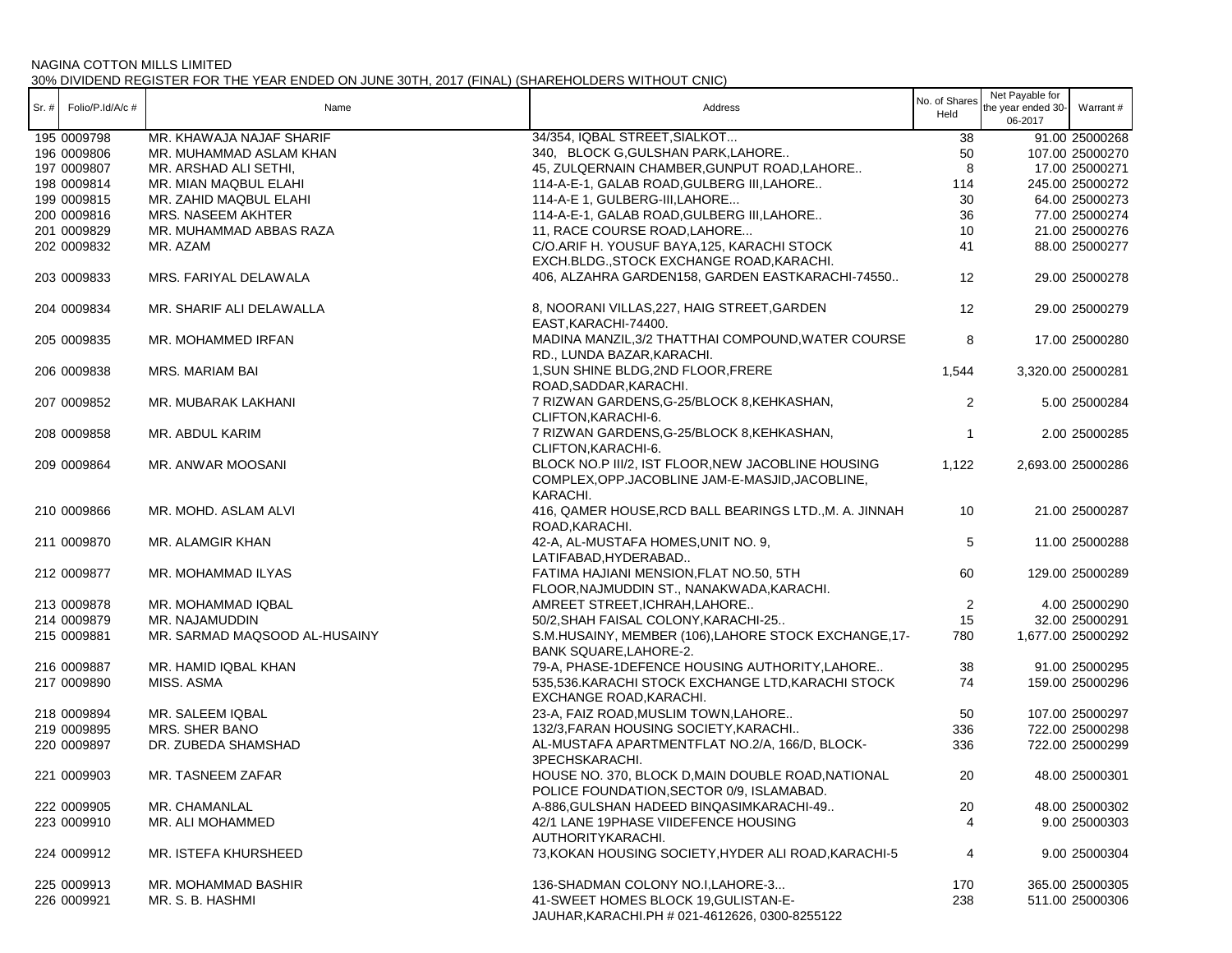NAGINA COTTON MILLS LIMITED

30% DIVIDEND REGISTER FOR THE YEAR ENDED ON JUNE 30TH, 2017 (FINAL) (SHAREHOLDERS WITHOUT CNIC)

| Sr. # | Folio/P.Id/A/c # | Name | Address | No. of Shares Held | Net Payable for the year ended 30-06-2017 | Warrant # |
|---|---|---|---|---|---|---|
| 195 | 0009798 | MR. KHAWAJA NAJAF SHARIF | 34/354, IQBAL STREET,SIALKOT... | 38 | 91.00 | 25000268 |
| 196 | 0009806 | MR. MUHAMMAD ASLAM KHAN | 340, BLOCK G,GULSHAN PARK,LAHORE.. | 50 | 107.00 | 25000270 |
| 197 | 0009807 | MR. ARSHAD ALI SETHI, | 45, ZULQERNAIN CHAMBER,GUNPUT ROAD,LAHORE.. | 8 | 17.00 | 25000271 |
| 198 | 0009814 | MR. MIAN MAQBUL ELAHI | 114-A-E-1, GALAB ROAD,GULBERG III,LAHORE.. | 114 | 245.00 | 25000272 |
| 199 | 0009815 | MR. ZAHID MAQBUL ELAHI | 114-A-E 1, GULBERG-III,LAHORE... | 30 | 64.00 | 25000273 |
| 200 | 0009816 | MRS. NASEEM AKHTER | 114-A-E-1, GALAB ROAD,GULBERG III,LAHORE.. | 36 | 77.00 | 25000274 |
| 201 | 0009829 | MR. MUHAMMAD ABBAS RAZA | 11, RACE COURSE ROAD,LAHORE... | 10 | 21.00 | 25000276 |
| 202 | 0009832 | MR. AZAM | C/O.ARIF H. YOUSUF BAYA,125, KARACHI STOCK EXCH.BLDG.,STOCK EXCHANGE ROAD,KARACHI. | 41 | 88.00 | 25000277 |
| 203 | 0009833 | MRS. FARIYAL DELAWALA | 406, ALZAHRA GARDEN158, GARDEN EASTKARACHI-74550.. | 12 | 29.00 | 25000278 |
| 204 | 0009834 | MR. SHARIF ALI DELAWALLA | 8, NOORANI VILLAS,227, HAIG STREET,GARDEN EAST,KARACHI-74400. | 12 | 29.00 | 25000279 |
| 205 | 0009835 | MR. MOHAMMED IRFAN | MADINA MANZIL,3/2 THATTHAI COMPOUND,WATER COURSE RD., LUNDA BAZAR,KARACHI. | 8 | 17.00 | 25000280 |
| 206 | 0009838 | MRS. MARIAM BAI | 1,SUN SHINE BLDG,2ND FLOOR,FRERE ROAD,SADDAR,KARACHI. | 1,544 | 3,320.00 | 25000281 |
| 207 | 0009852 | MR. MUBARAK LAKHANI | 7 RIZWAN GARDENS,G-25/BLOCK 8,KEHKASHAN, CLIFTON,KARACHI-6. | 2 | 5.00 | 25000284 |
| 208 | 0009858 | MR. ABDUL KARIM | 7 RIZWAN GARDENS,G-25/BLOCK 8,KEHKASHAN, CLIFTON,KARACHI-6. | 1 | 2.00 | 25000285 |
| 209 | 0009864 | MR. ANWAR MOOSANI | BLOCK NO.P III/2, IST FLOOR,NEW JACOBLINE HOUSING COMPLEX,OPP.JACOBLINE JAM-E-MASJID,JACOBLINE, KARACHI. | 1,122 | 2,693.00 | 25000286 |
| 210 | 0009866 | MR. MOHD. ASLAM ALVI | 416, QAMER HOUSE,RCD BALL BEARINGS LTD.,M. A. JINNAH ROAD,KARACHI. | 10 | 21.00 | 25000287 |
| 211 | 0009870 | MR. ALAMGIR KHAN | 42-A, AL-MUSTAFA HOMES,UNIT NO. 9, LATIFABAD,HYDERABAD.. | 5 | 11.00 | 25000288 |
| 212 | 0009877 | MR. MOHAMMAD ILYAS | FATIMA HAJIANI MENSION,FLAT NO.50, 5TH FLOOR,NAJMUDDIN ST., NANAKWADA,KARACHI. | 60 | 129.00 | 25000289 |
| 213 | 0009878 | MR. MOHAMMAD IQBAL | AMREET STREET,ICHRAH,LAHORE.. | 2 | 4.00 | 25000290 |
| 214 | 0009879 | MR. NAJAMUDDIN | 50/2,SHAH FAISAL COLONY,KARACHI-25.. | 15 | 32.00 | 25000291 |
| 215 | 0009881 | MR. SARMAD MAQSOOD AL-HUSAINY | S.M.HUSAINY, MEMBER (106),LAHORE STOCK EXCHANGE,17-BANK SQUARE,LAHORE-2. | 780 | 1,677.00 | 25000292 |
| 216 | 0009887 | MR. HAMID IQBAL KHAN | 79-A, PHASE-1DEFENCE HOUSING AUTHORITY,LAHORE.. | 38 | 91.00 | 25000295 |
| 217 | 0009890 | MISS. ASMA | 535,536.KARACHI STOCK EXCHANGE LTD,KARACHI STOCK EXCHANGE ROAD,KARACHI. | 74 | 159.00 | 25000296 |
| 218 | 0009894 | MR. SALEEM IQBAL | 23-A, FAIZ ROAD,MUSLIM TOWN,LAHORE.. | 50 | 107.00 | 25000297 |
| 219 | 0009895 | MRS. SHER BANO | 132/3,FARAN HOUSING SOCIETY,KARACHI.. | 336 | 722.00 | 25000298 |
| 220 | 0009897 | DR. ZUBEDA SHAMSHAD | AL-MUSTAFA APARTMENTFLAT NO.2/A, 166/D, BLOCK-3PECHSKARACHI. | 336 | 722.00 | 25000299 |
| 221 | 0009903 | MR. TASNEEM ZAFAR | HOUSE NO. 370, BLOCK D,MAIN DOUBLE ROAD,NATIONAL POLICE FOUNDATION,SECTOR 0/9, ISLAMABAD. | 20 | 48.00 | 25000301 |
| 222 | 0009905 | MR. CHAMANLAL | A-886,GULSHAN HADEED BINQASIMKARACHI-49.. | 20 | 48.00 | 25000302 |
| 223 | 0009910 | MR. ALI MOHAMMED | 42/1 LANE 19PHASE VIIDEFENCE HOUSING AUTHORITYKARACHI. | 4 | 9.00 | 25000303 |
| 224 | 0009912 | MR. ISTEFA KHURSHEED | 73,KOKAN HOUSING SOCIETY,HYDER ALI ROAD,KARACHI-5 | 4 | 9.00 | 25000304 |
| 225 | 0009913 | MR. MOHAMMAD BASHIR | 136-SHADMAN COLONY NO.I,LAHORE-3... | 170 | 365.00 | 25000305 |
| 226 | 0009921 | MR. S. B. HASHMI | 41-SWEET HOMES BLOCK 19,GULISTAN-E-JAUHAR,KARACHI.PH # 021-4612626, 0300-8255122 | 238 | 511.00 | 25000306 |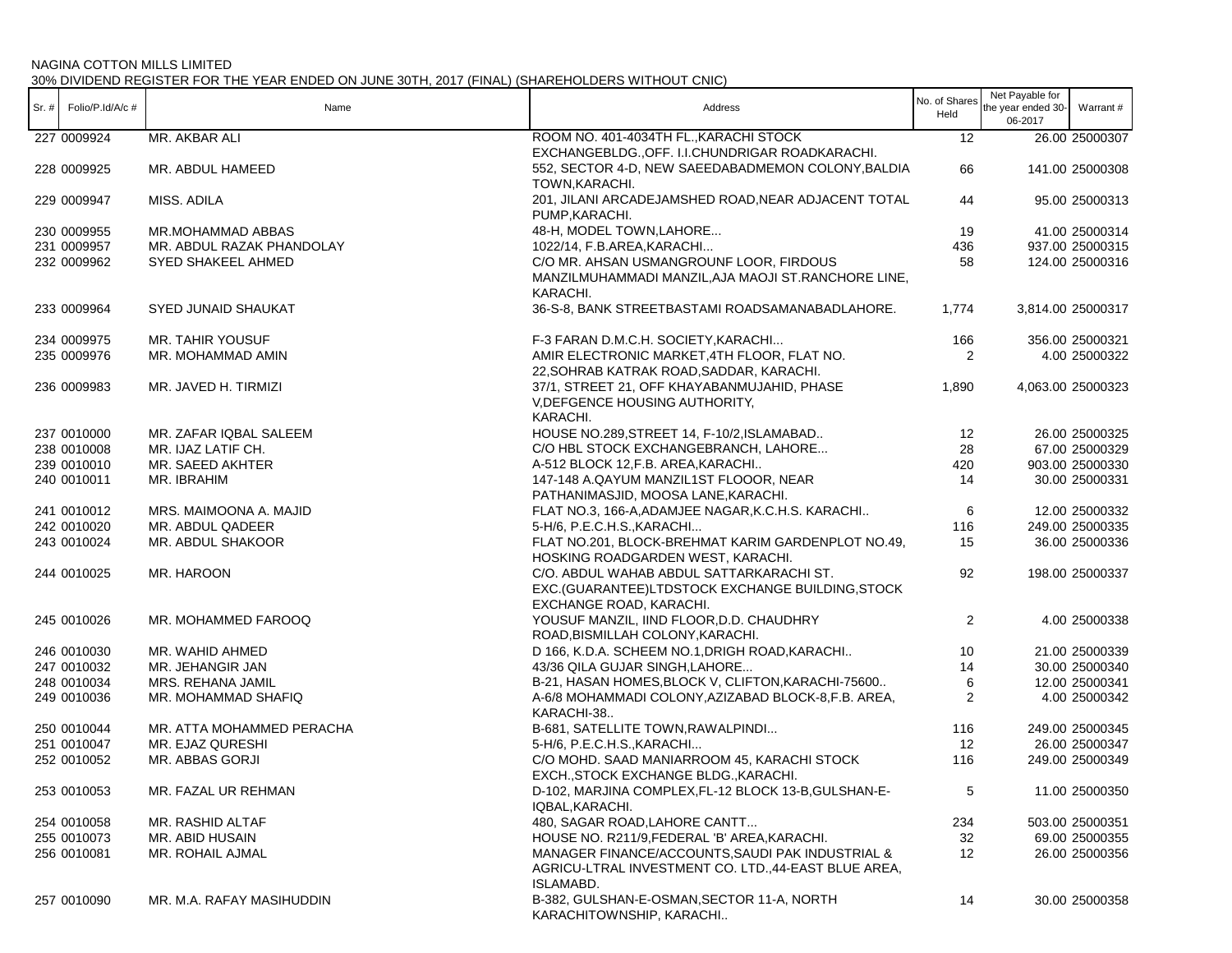NAGINA COTTON MILLS LIMITED

30% DIVIDEND REGISTER FOR THE YEAR ENDED ON JUNE 30TH, 2017 (FINAL) (SHAREHOLDERS WITHOUT CNIC)

| Sr. # | Folio/P.Id/A/c # | Name | Address | No. of Shares Held | Net Payable for the year ended 30-06-2017 | Warrant # |
|---|---|---|---|---|---|---|
| 227 | 0009924 | MR. AKBAR ALI | ROOM NO. 401-4034TH FL.,KARACHI STOCK EXCHANGEBLDG.,OFF. I.I.CHUNDRIGAR ROADKARACHI. | 12 | 26.00 | 25000307 |
| 228 | 0009925 | MR. ABDUL HAMEED | 552, SECTOR 4-D, NEW SAEEDABADMEMON COLONY,BALDIA TOWN,KARACHI. | 66 | 141.00 | 25000308 |
| 229 | 0009947 | MISS. ADILA | 201, JILANI ARCADEJAMSHED ROAD,NEAR ADJACENT TOTAL PUMP,KARACHI. | 44 | 95.00 | 25000313 |
| 230 | 0009955 | MR.MOHAMMAD ABBAS | 48-H, MODEL TOWN,LAHORE... | 19 | 41.00 | 25000314 |
| 231 | 0009957 | MR. ABDUL RAZAK PHANDOLAY | 1022/14, F.B.AREA,KARACHI... | 436 | 937.00 | 25000315 |
| 232 | 0009962 | SYED SHAKEEL AHMED | C/O MR. AHSAN USMANGROUNF LOOR, FIRDOUS MANZILMUHAMMADI MANZIL,AJA MAOJI ST.RANCHORE LINE, KARACHI. | 58 | 124.00 | 25000316 |
| 233 | 0009964 | SYED JUNAID SHAUKAT | 36-S-8, BANK STREETBASTAMI ROADSAMANABADLAHORE. | 1,774 | 3,814.00 | 25000317 |
| 234 | 0009975 | MR. TAHIR YOUSUF | F-3 FARAN D.M.C.H. SOCIETY,KARACHI... | 166 | 356.00 | 25000321 |
| 235 | 0009976 | MR. MOHAMMAD AMIN | AMIR ELECTRONIC MARKET,4TH FLOOR, FLAT NO. 22,SOHRAB KATRAK ROAD,SADDAR, KARACHI. | 2 | 4.00 | 25000322 |
| 236 | 0009983 | MR. JAVED H. TIRMIZI | 37/1, STREET 21, OFF KHAYABANMUJAHID, PHASE V,DEFGENCE HOUSING AUTHORITY, KARACHI. | 1,890 | 4,063.00 | 25000323 |
| 237 | 0010000 | MR. ZAFAR IQBAL SALEEM | HOUSE NO.289,STREET 14, F-10/2,ISLAMABAD.. | 12 | 26.00 | 25000325 |
| 238 | 0010008 | MR. IJAZ LATIF CH. | C/O HBL STOCK EXCHANGEBRANCH, LAHORE... | 28 | 67.00 | 25000329 |
| 239 | 0010010 | MR. SAEED AKHTER | A-512 BLOCK 12,F.B. AREA,KARACHI.. | 420 | 903.00 | 25000330 |
| 240 | 0010011 | MR. IBRAHIM | 147-148 A.QAYUM MANZIL1ST FLOOOR, NEAR PATHANIMASJID, MOOSA LANE,KARACHI. | 14 | 30.00 | 25000331 |
| 241 | 0010012 | MRS. MAIMOONA A. MAJID | FLAT NO.3, 166-A,ADAMJEE NAGAR,K.C.H.S. KARACHI.. | 6 | 12.00 | 25000332 |
| 242 | 0010020 | MR. ABDUL QADEER | 5-H/6, P.E.C.H.S.,KARACHI... | 116 | 249.00 | 25000335 |
| 243 | 0010024 | MR. ABDUL SHAKOOR | FLAT NO.201, BLOCK-BREHMAT KARIM GARDENPLOT NO.49, HOSKING ROADGARDEN WEST, KARACHI. | 15 | 36.00 | 25000336 |
| 244 | 0010025 | MR. HAROON | C/O. ABDUL WAHAB ABDUL SATTARKARACHI ST. EXC.(GUARANTEE)LTDSTOCK EXCHANGE BUILDING,STOCK EXCHANGE ROAD, KARACHI. | 92 | 198.00 | 25000337 |
| 245 | 0010026 | MR. MOHAMMED FAROOQ | YOUSUF MANZIL, IIND FLOOR,D.D. CHAUDHRY ROAD,BISMILLAH COLONY,KARACHI. | 2 | 4.00 | 25000338 |
| 246 | 0010030 | MR. WAHID AHMED | D 166, K.D.A. SCHEEM NO.1,DRIGH ROAD,KARACHI.. | 10 | 21.00 | 25000339 |
| 247 | 0010032 | MR. JEHANGIR JAN | 43/36 QILA GUJAR SINGH,LAHORE... | 14 | 30.00 | 25000340 |
| 248 | 0010034 | MRS. REHANA JAMIL | B-21, HASAN HOMES,BLOCK V, CLIFTON,KARACHI-75600.. | 6 | 12.00 | 25000341 |
| 249 | 0010036 | MR. MOHAMMAD SHAFIQ | A-6/8 MOHAMMADI COLONY,AZIZABAD BLOCK-8,F.B. AREA, KARACHI-38.. | 2 | 4.00 | 25000342 |
| 250 | 0010044 | MR. ATTA MOHAMMED PERACHA | B-681, SATELLITE TOWN,RAWALPINDI... | 116 | 249.00 | 25000345 |
| 251 | 0010047 | MR. EJAZ QURESHI | 5-H/6, P.E.C.H.S.,KARACHI... | 12 | 26.00 | 25000347 |
| 252 | 0010052 | MR. ABBAS GORJI | C/O MOHD. SAAD MANIARROOM 45, KARACHI STOCK EXCH.,STOCK EXCHANGE BLDG.,KARACHI. | 116 | 249.00 | 25000349 |
| 253 | 0010053 | MR. FAZAL UR REHMAN | D-102, MARJINA COMPLEX,FL-12 BLOCK 13-B,GULSHAN-E-IQBAL,KARACHI. | 5 | 11.00 | 25000350 |
| 254 | 0010058 | MR. RASHID ALTAF | 480, SAGAR ROAD,LAHORE CANTT... | 234 | 503.00 | 25000351 |
| 255 | 0010073 | MR. ABID HUSAIN | HOUSE NO. R211/9,FEDERAL 'B' AREA,KARACHI. | 32 | 69.00 | 25000355 |
| 256 | 0010081 | MR. ROHAIL AJMAL | MANAGER FINANCE/ACCOUNTS,SAUDI PAK INDUSTRIAL & AGRICU-LTRAL INVESTMENT CO. LTD.,44-EAST BLUE AREA, ISLAMABD. | 12 | 26.00 | 25000356 |
| 257 | 0010090 | MR. M.A. RAFAY MASIHUDDIN | B-382, GULSHAN-E-OSMAN,SECTOR 11-A, NORTH KARACHITOWNSHIP, KARACHI.. | 14 | 30.00 | 25000358 |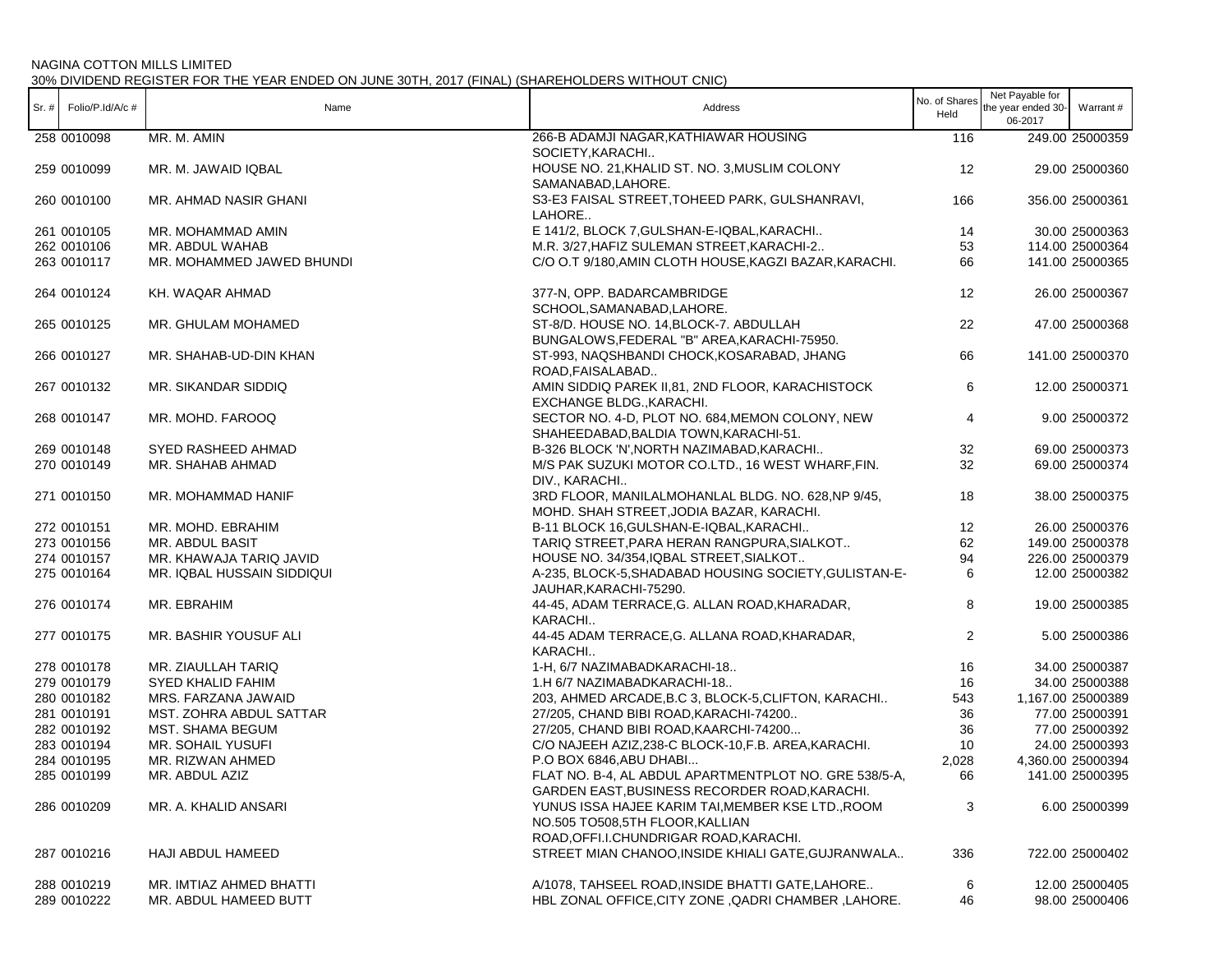NAGINA COTTON MILLS LIMITED
30% DIVIDEND REGISTER FOR THE YEAR ENDED ON JUNE 30TH, 2017 (FINAL) (SHAREHOLDERS WITHOUT CNIC)

| Sr. # | Folio/P.Id/A/c # | Name | Address | No. of Shares Held | Net Payable for the year ended 30-06-2017 | Warrant # |
|---|---|---|---|---|---|---|
| 258 | 0010098 | MR. M. AMIN | 266-B ADAMJI NAGAR,KATHIAWAR HOUSING SOCIETY,KARACHI.. | 116 | 249.00 | 25000359 |
| 259 | 0010099 | MR. M. JAWAID IQBAL | HOUSE NO. 21,KHALID ST. NO. 3,MUSLIM COLONY SAMANABAD,LAHORE. | 12 | 29.00 | 25000360 |
| 260 | 0010100 | MR. AHMAD NASIR GHANI | S3-E3 FAISAL STREET,TOHEED PARK, GULSHANRAVI, LAHORE.. | 166 | 356.00 | 25000361 |
| 261 | 0010105 | MR. MOHAMMAD AMIN | E 141/2, BLOCK 7,GULSHAN-E-IQBAL,KARACHI.. | 14 | 30.00 | 25000363 |
| 262 | 0010106 | MR. ABDUL WAHAB | M.R. 3/27,HAFIZ SULEMAN STREET,KARACHI-2.. | 53 | 114.00 | 25000364 |
| 263 | 0010117 | MR. MOHAMMED JAWED BHUNDI | C/O O.T 9/180,AMIN CLOTH HOUSE,KAGZI BAZAR,KARACHI. | 66 | 141.00 | 25000365 |
| 264 | 0010124 | KH. WAQAR AHMAD | 377-N, OPP. BADARCAMBRIDGE SCHOOL,SAMANABAD,LAHORE. | 12 | 26.00 | 25000367 |
| 265 | 0010125 | MR. GHULAM MOHAMED | ST-8/D. HOUSE NO. 14,BLOCK-7. ABDULLAH BUNGALOWS,FEDERAL "B" AREA,KARACHI-75950. | 22 | 47.00 | 25000368 |
| 266 | 0010127 | MR. SHAHAB-UD-DIN KHAN | ST-993, NAQSHBANDI CHOCK,KOSARABAD, JHANG ROAD,FAISALABAD.. | 66 | 141.00 | 25000370 |
| 267 | 0010132 | MR. SIKANDAR SIDDIQ | AMIN SIDDIQ PAREK II,81, 2ND FLOOR, KARACHISTOCK EXCHANGE BLDG.,KARACHI. | 6 | 12.00 | 25000371 |
| 268 | 0010147 | MR. MOHD. FAROOQ | SECTOR NO. 4-D, PLOT NO. 684,MEMON COLONY, NEW SHAHEEDABAD,BALDIA TOWN,KARACHI-51. | 4 | 9.00 | 25000372 |
| 269 | 0010148 | SYED RASHEED AHMAD | B-326 BLOCK 'N',NORTH NAZIMABAD,KARACHI.. | 32 | 69.00 | 25000373 |
| 270 | 0010149 | MR. SHAHAB AHMAD | M/S PAK SUZUKI MOTOR CO.LTD., 16 WEST WHARF,FIN. DIV., KARACHI.. | 32 | 69.00 | 25000374 |
| 271 | 0010150 | MR. MOHAMMAD HANIF | 3RD FLOOR, MANILALMOHANLAL BLDG. NO. 628,NP 9/45, MOHD. SHAH STREET,JODIA BAZAR, KARACHI. | 18 | 38.00 | 25000375 |
| 272 | 0010151 | MR. MOHD. EBRAHIM | B-11 BLOCK 16,GULSHAN-E-IQBAL,KARACHI.. | 12 | 26.00 | 25000376 |
| 273 | 0010156 | MR. ABDUL BASIT | TARIQ STREET,PARA HERAN RANGPURA,SIALKOT.. | 62 | 149.00 | 25000378 |
| 274 | 0010157 | MR. KHAWAJA TARIQ JAVID | HOUSE NO. 34/354,IQBAL STREET,SIALKOT.. | 94 | 226.00 | 25000379 |
| 275 | 0010164 | MR. IQBAL HUSSAIN SIDDIQUI | A-235, BLOCK-5,SHADABAD HOUSING SOCIETY,GULISTAN-E-JAUHAR,KARACHI-75290. | 6 | 12.00 | 25000382 |
| 276 | 0010174 | MR. EBRAHIM | 44-45, ADAM TERRACE,G. ALLAN ROAD,KHARADAR, KARACHI.. | 8 | 19.00 | 25000385 |
| 277 | 0010175 | MR. BASHIR YOUSUF ALI | 44-45 ADAM TERRACE,G. ALLANA ROAD,KHARADAR, KARACHI.. | 2 | 5.00 | 25000386 |
| 278 | 0010178 | MR. ZIAULLAH TARIQ | 1-H, 6/7 NAZIMABADKARACHI-18.. | 16 | 34.00 | 25000387 |
| 279 | 0010179 | SYED KHALID FAHIM | 1.H 6/7 NAZIMABADKARACHI-18.. | 16 | 34.00 | 25000388 |
| 280 | 0010182 | MRS. FARZANA JAWAID | 203, AHMED ARCADE,B.C 3, BLOCK-5,CLIFTON, KARACHI.. | 543 | 1,167.00 | 25000389 |
| 281 | 0010191 | MST. ZOHRA ABDUL SATTAR | 27/205, CHAND BIBI ROAD,KARACHI-74200.. | 36 | 77.00 | 25000391 |
| 282 | 0010192 | MST. SHAMA BEGUM | 27/205, CHAND BIBI ROAD,KAARCHI-74200... | 36 | 77.00 | 25000392 |
| 283 | 0010194 | MR. SOHAIL YUSUFI | C/O NAJEEH AZIZ,238-C BLOCK-10,F.B. AREA,KARACHI. | 10 | 24.00 | 25000393 |
| 284 | 0010195 | MR. RIZWAN AHMED | P.O BOX 6846,ABU DHABI... | 2,028 | 4,360.00 | 25000394 |
| 285 | 0010199 | MR. ABDUL AZIZ | FLAT NO. B-4, AL ABDUL APARTMENTPLOT NO. GRE 538/5-A, GARDEN EAST,BUSINESS RECORDER ROAD,KARACHI. | 66 | 141.00 | 25000395 |
| 286 | 0010209 | MR. A. KHALID ANSARI | YUNUS ISSA HAJEE KARIM TAI,MEMBER KSE LTD.,ROOM NO.505 TO508,5TH FLOOR,KALLIAN ROAD,OFFI.I.CHUNDRIGAR ROAD,KARACHI. | 3 | 6.00 | 25000399 |
| 287 | 0010216 | HAJI ABDUL HAMEED | STREET MIAN CHANOO,INSIDE KHIALI GATE,GUJRANWALA.. | 336 | 722.00 | 25000402 |
| 288 | 0010219 | MR. IMTIAZ AHMED BHATTI | A/1078, TAHSEEL ROAD,INSIDE BHATTI GATE,LAHORE.. | 6 | 12.00 | 25000405 |
| 289 | 0010222 | MR. ABDUL HAMEED BUTT | HBL ZONAL OFFICE,CITY ZONE ,QADRI CHAMBER ,LAHORE. | 46 | 98.00 | 25000406 |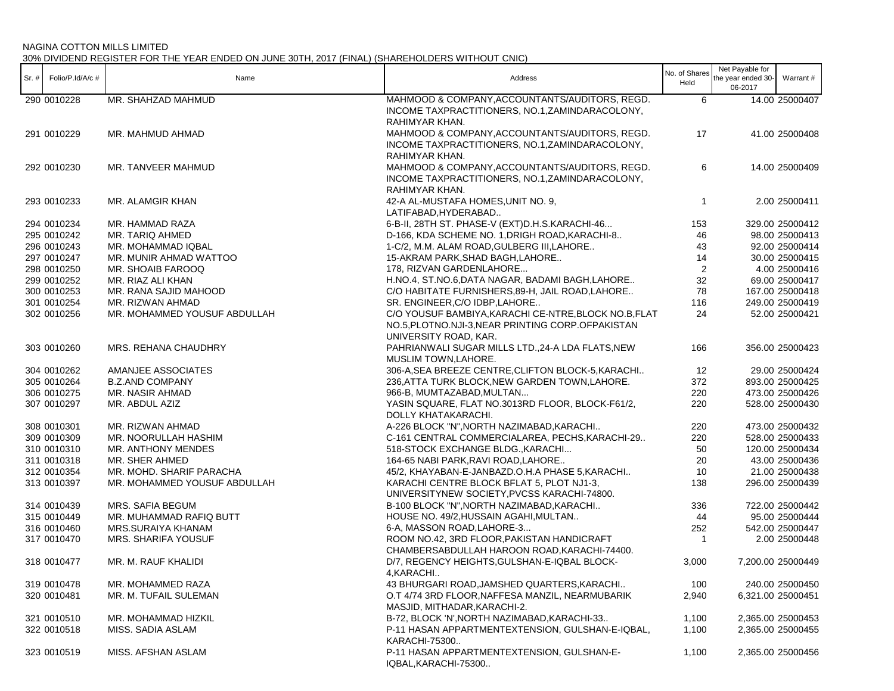NAGINA COTTON MILLS LIMITED

30% DIVIDEND REGISTER FOR THE YEAR ENDED ON JUNE 30TH, 2017 (FINAL) (SHAREHOLDERS WITHOUT CNIC)

| Sr. # | Folio/P.Id/A/c # | Name | Address | No. of Shares Held | Net Payable for the year ended 30-06-2017 | Warrant # |
|---|---|---|---|---|---|---|
| 290 | 0010228 | MR. SHAHZAD MAHMUD | MAHMOOD & COMPANY,ACCOUNTANTS/AUDITORS, REGD. INCOME TAXPRACTITIONERS, NO.1,ZAMINDARACOLONY, RAHIMYAR KHAN. | 6 | 14.00 | 25000407 |
| 291 | 0010229 | MR. MAHMUD AHMAD | MAHMOOD & COMPANY,ACCOUNTANTS/AUDITORS, REGD. INCOME TAXPRACTITIONERS, NO.1,ZAMINDARACOLONY, RAHIMYAR KHAN. | 17 | 41.00 | 25000408 |
| 292 | 0010230 | MR. TANVEER MAHMUD | MAHMOOD & COMPANY,ACCOUNTANTS/AUDITORS, REGD. INCOME TAXPRACTITIONERS, NO.1,ZAMINDARACOLONY, RAHIMYAR KHAN. | 6 | 14.00 | 25000409 |
| 293 | 0010233 | MR. ALAMGIR KHAN | 42-A AL-MUSTAFA HOMES,UNIT NO. 9, LATIFABAD,HYDERABAD.. | 1 | 2.00 | 25000411 |
| 294 | 0010234 | MR. HAMMAD RAZA | 6-B-II, 28TH ST. PHASE-V (EXT)D.H.S.KARACHI-46... | 153 | 329.00 | 25000412 |
| 295 | 0010242 | MR. TARIQ AHMED | D-166, KDA SCHEME NO. 1,DRIGH ROAD,KARACHI-8.. | 46 | 98.00 | 25000413 |
| 296 | 0010243 | MR. MOHAMMAD IQBAL | 1-C/2, M.M. ALAM ROAD,GULBERG III,LAHORE.. | 43 | 92.00 | 25000414 |
| 297 | 0010247 | MR. MUNIR AHMAD WATTOO | 15-AKRAM PARK,SHAD BAGH,LAHORE.. | 14 | 30.00 | 25000415 |
| 298 | 0010250 | MR. SHOAIB FAROOQ | 178, RIZVAN GARDENLAHORE... | 2 | 4.00 | 25000416 |
| 299 | 0010252 | MR. RIAZ ALI KHAN | H.NO.4, ST.NO.6,DATA NAGAR, BADAMI BAGH,LAHORE.. | 32 | 69.00 | 25000417 |
| 300 | 0010253 | MR. RANA SAJID MAHOOD | C/O HABITATE FURNISHERS,89-H, JAIL ROAD,LAHORE.. | 78 | 167.00 | 25000418 |
| 301 | 0010254 | MR. RIZWAN AHMAD | SR. ENGINEER,C/O IDBP,LAHORE.. | 116 | 249.00 | 25000419 |
| 302 | 0010256 | MR. MOHAMMED YOUSUF ABDULLAH | C/O YOUSUF BAMBIYA,KARACHI CE-NTRE,BLOCK NO.B,FLAT NO.5,PLOTNO.NJI-3,NEAR PRINTING CORP.OFPAKISTAN UNIVERSITY ROAD, KAR. | 24 | 52.00 | 25000421 |
| 303 | 0010260 | MRS. REHANA CHAUDHRY | PAHRIANWALI SUGAR MILLS LTD.,24-A LDA FLATS,NEW MUSLIM TOWN,LAHORE. | 166 | 356.00 | 25000423 |
| 304 | 0010262 | AMANJEE ASSOCIATES | 306-A,SEA BREEZE CENTRE,CLIFTON BLOCK-5,KARACHI.. | 12 | 29.00 | 25000424 |
| 305 | 0010264 | B.Z.AND COMPANY | 236,ATTA TURK BLOCK,NEW GARDEN TOWN,LAHORE. | 372 | 893.00 | 25000425 |
| 306 | 0010275 | MR. NASIR AHMAD | 966-B, MUMTAZABAD,MULTAN... | 220 | 473.00 | 25000426 |
| 307 | 0010297 | MR. ABDUL AZIZ | YASIN SQUARE, FLAT NO.3013RD FLOOR, BLOCK-F61/2, DOLLY KHATAKARACHI. | 220 | 528.00 | 25000430 |
| 308 | 0010301 | MR. RIZWAN AHMAD | A-226 BLOCK "N",NORTH NAZIMABAD,KARACHI.. | 220 | 473.00 | 25000432 |
| 309 | 0010309 | MR. NOORULLAH HASHIM | C-161 CENTRAL COMMERCIALAREA, PECHS,KARACHI-29.. | 220 | 528.00 | 25000433 |
| 310 | 0010310 | MR. ANTHONY MENDES | 518-STOCK EXCHANGE BLDG.,KARACHI... | 50 | 120.00 | 25000434 |
| 311 | 0010318 | MR. SHER AHMED | 164-65 NABI PARK,RAVI ROAD,LAHORE.. | 20 | 43.00 | 25000436 |
| 312 | 0010354 | MR. MOHD. SHARIF PARACHA | 45/2, KHAYABAN-E-JANBAZD.O.H.A PHASE 5,KARACHI.. | 10 | 21.00 | 25000438 |
| 313 | 0010397 | MR. MOHAMMED YOUSUF ABDULLAH | KARACHI CENTRE BLOCK BFLAT 5, PLOT NJ1-3, UNIVERSITYNEW SOCIETY,PVCSS KARACHI-74800. | 138 | 296.00 | 25000439 |
| 314 | 0010439 | MRS. SAFIA BEGUM | B-100 BLOCK "N",NORTH NAZIMABAD,KARACHI.. | 336 | 722.00 | 25000442 |
| 315 | 0010449 | MR. MUHAMMAD RAFIQ BUTT | HOUSE NO. 49/2,HUSSAIN AGAHI,MULTAN.. | 44 | 95.00 | 25000444 |
| 316 | 0010460 | MRS.SURAIYA KHANAM | 6-A, MASSON ROAD,LAHORE-3... | 252 | 542.00 | 25000447 |
| 317 | 0010470 | MRS. SHARIFA YOUSUF | ROOM NO.42, 3RD FLOOR,PAKISTAN HANDICRAFT CHAMBERSABDULLAH HAROON ROAD,KARACHI-74400. | 1 | 2.00 | 25000448 |
| 318 | 0010477 | MR. M. RAUF KHALIDI | D/7, REGENCY HEIGHTS,GULSHAN-E-IQBAL BLOCK-4,KARACHI.. | 3,000 | 7,200.00 | 25000449 |
| 319 | 0010478 | MR. MOHAMMED RAZA | 43 BHURGARI ROAD,JAMSHED QUARTERS,KARACHI.. | 100 | 240.00 | 25000450 |
| 320 | 0010481 | MR. M. TUFAIL SULEMAN | O.T 4/74 3RD FLOOR,NAFFESA MANZIL, NEARMUBARIK MASJID, MITHADAR,KARACHI-2. | 2,940 | 6,321.00 | 25000451 |
| 321 | 0010510 | MR. MOHAMMAD HIZKIL | B-72, BLOCK 'N',NORTH NAZIMABAD,KARACHI-33.. | 1,100 | 2,365.00 | 25000453 |
| 322 | 0010518 | MISS. SADIA ASLAM | P-11 HASAN APPARTMENTEXTENSION, GULSHAN-E-IQBAL, KARACHI-75300.. | 1,100 | 2,365.00 | 25000455 |
| 323 | 0010519 | MISS. AFSHAN ASLAM | P-11 HASAN APPARTMENTEXTENSION, GULSHAN-E-IQBAL,KARACHI-75300.. | 1,100 | 2,365.00 | 25000456 |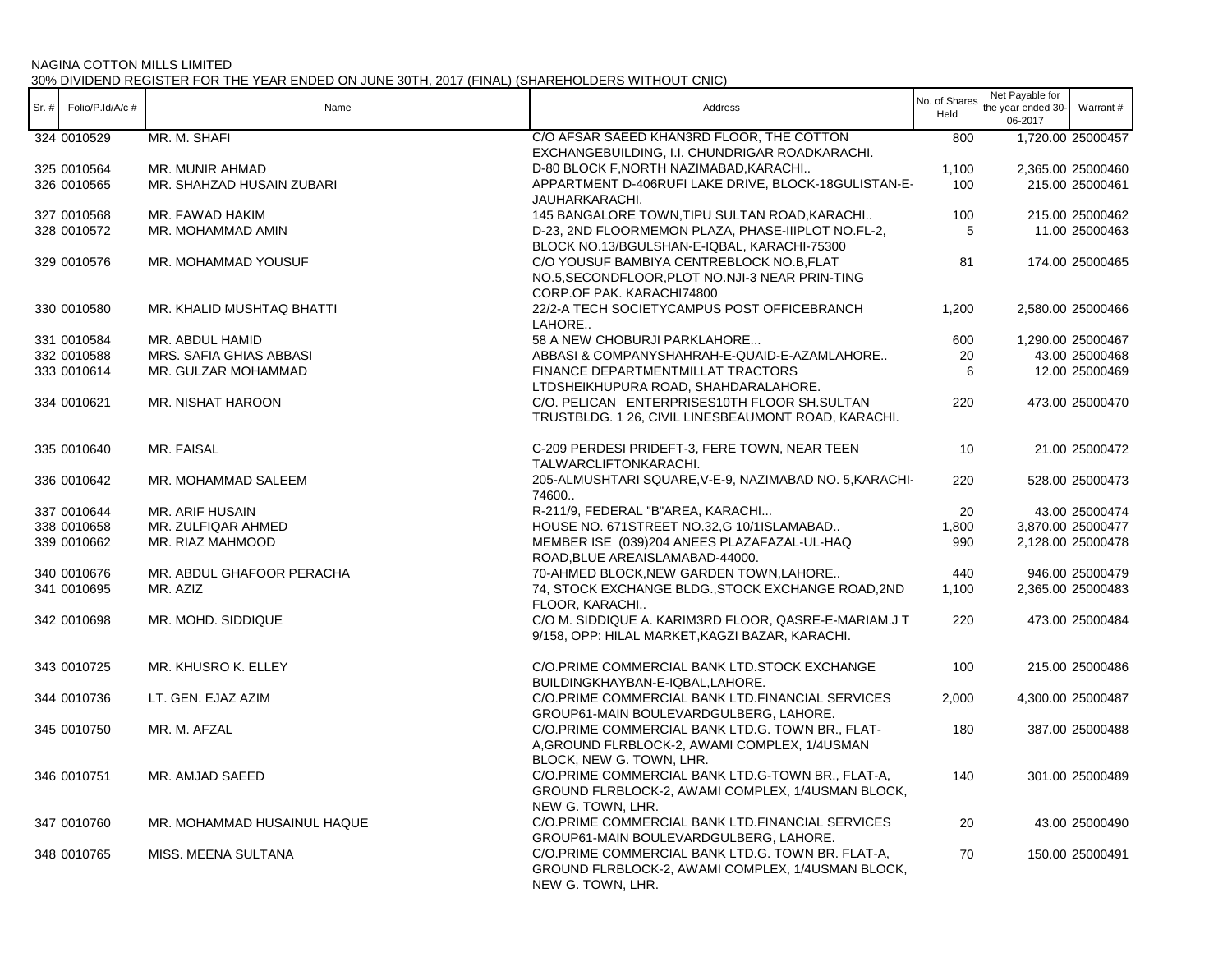NAGINA COTTON MILLS LIMITED

30% DIVIDEND REGISTER FOR THE YEAR ENDED ON JUNE 30TH, 2017 (FINAL) (SHAREHOLDERS WITHOUT CNIC)

| Sr. # | Folio/P.Id/A/c # | Name | Address | No. of Shares Held | Net Payable for the year ended 30-06-2017 | Warrant # |
|---|---|---|---|---|---|---|
| 324 | 0010529 | MR. M. SHAFI | C/O AFSAR SAEED KHAN3RD FLOOR, THE COTTON EXCHANGEBUILDING, I.I. CHUNDRIGAR ROADKARACHI. | 800 | 1,720.00 | 25000457 |
| 325 | 0010564 | MR. MUNIR AHMAD | D-80 BLOCK F,NORTH NAZIMABAD,KARACHI.. | 1,100 | 2,365.00 | 25000460 |
| 326 | 0010565 | MR. SHAHZAD HUSAIN ZUBARI | APPARTMENT D-406RUFI LAKE DRIVE, BLOCK-18GULISTAN-E-JAUHARKARACHI. | 100 | 215.00 | 25000461 |
| 327 | 0010568 | MR. FAWAD HAKIM | 145 BANGALORE TOWN,TIPU SULTAN ROAD,KARACHI.. | 100 | 215.00 | 25000462 |
| 328 | 0010572 | MR. MOHAMMAD AMIN | D-23, 2ND FLOORMEMON PLAZA, PHASE-IIIPLOT NO.FL-2, BLOCK NO.13/BGULSHAN-E-IQBAL, KARACHI-75300 | 5 | 11.00 | 25000463 |
| 329 | 0010576 | MR. MOHAMMAD YOUSUF | C/O YOUSUF BAMBIYA CENTREBLOCK NO.B,FLAT NO.5,SECONDFLOOR,PLOT NO.NJI-3 NEAR PRIN-TING CORP.OF PAK. KARACHI74800 | 81 | 174.00 | 25000465 |
| 330 | 0010580 | MR. KHALID MUSHTAQ BHATTI | 22/2-A TECH SOCIETYCAMPUS POST OFFICEBRANCH LAHORE.. | 1,200 | 2,580.00 | 25000466 |
| 331 | 0010584 | MR. ABDUL HAMID | 58 A NEW CHOBURJI PARKLAHORE... | 600 | 1,290.00 | 25000467 |
| 332 | 0010588 | MRS. SAFIA GHIAS ABBASI | ABBASI & COMPANYSHAHRAH-E-QUAID-E-AZAMLAHORE.. | 20 | 43.00 | 25000468 |
| 333 | 0010614 | MR. GULZAR MOHAMMAD | FINANCE DEPARTMENTMILLAT TRACTORS LTDSHEIKHUPURA ROAD, SHAHDARALAHORE. | 6 | 12.00 | 25000469 |
| 334 | 0010621 | MR. NISHAT HAROON | C/O. PELICAN ENTERPRISES10TH FLOOR SH.SULTAN TRUSTBLDG. 1 26, CIVIL LINESBEAUMONT ROAD, KARACHI. | 220 | 473.00 | 25000470 |
| 335 | 0010640 | MR. FAISAL | C-209 PERDESI PRIDEFT-3, FERE TOWN, NEAR TEEN TALWARCLIFTONKARACHI. | 10 | 21.00 | 25000472 |
| 336 | 0010642 | MR. MOHAMMAD SALEEM | 205-ALMUSHTARI SQUARE,V-E-9, NAZIMABAD NO. 5,KARACHI-74600.. | 220 | 528.00 | 25000473 |
| 337 | 0010644 | MR. ARIF HUSAIN | R-211/9, FEDERAL "B"AREA, KARACHI... | 20 | 43.00 | 25000474 |
| 338 | 0010658 | MR. ZULFIQAR AHMED | HOUSE NO. 671STREET NO.32,G 10/1ISLAMABAD.. | 1,800 | 3,870.00 | 25000477 |
| 339 | 0010662 | MR. RIAZ MAHMOOD | MEMBER ISE (039)204 ANEES PLAZAFAZAL-UL-HAQ ROAD,BLUE AREAISLAMABAD-44000. | 990 | 2,128.00 | 25000478 |
| 340 | 0010676 | MR. ABDUL GHAFOOR PERACHA | 70-AHMED BLOCK,NEW GARDEN TOWN,LAHORE.. | 440 | 946.00 | 25000479 |
| 341 | 0010695 | MR. AZIZ | 74, STOCK EXCHANGE BLDG.,STOCK EXCHANGE ROAD,2ND FLOOR, KARACHI.. | 1,100 | 2,365.00 | 25000483 |
| 342 | 0010698 | MR. MOHD. SIDDIQUE | C/O M. SIDDIQUE A. KARIM3RD FLOOR, QASRE-E-MARIAM.J T 9/158, OPP: HILAL MARKET,KAGZI BAZAR, KARACHI. | 220 | 473.00 | 25000484 |
| 343 | 0010725 | MR. KHUSRO K. ELLEY | C/O.PRIME COMMERCIAL BANK LTD.STOCK EXCHANGE BUILDINGKHAYBAN-E-IQBAL,LAHORE. | 100 | 215.00 | 25000486 |
| 344 | 0010736 | LT. GEN. EJAZ AZIM | C/O.PRIME COMMERCIAL BANK LTD.FINANCIAL SERVICES GROUP61-MAIN BOULEVARDGULBERG, LAHORE. | 2,000 | 4,300.00 | 25000487 |
| 345 | 0010750 | MR. M. AFZAL | C/O.PRIME COMMERCIAL BANK LTD.G. TOWN BR., FLAT-A,GROUND FLRBLOCK-2, AWAMI COMPLEX, 1/4USMAN BLOCK, NEW G. TOWN, LHR. | 180 | 387.00 | 25000488 |
| 346 | 0010751 | MR. AMJAD SAEED | C/O.PRIME COMMERCIAL BANK LTD.G-TOWN BR., FLAT-A, GROUND FLRBLOCK-2, AWAMI COMPLEX, 1/4USMAN BLOCK, NEW G. TOWN, LHR. | 140 | 301.00 | 25000489 |
| 347 | 0010760 | MR. MOHAMMAD HUSAINUL HAQUE | C/O.PRIME COMMERCIAL BANK LTD.FINANCIAL SERVICES GROUP61-MAIN BOULEVARDGULBERG, LAHORE. | 20 | 43.00 | 25000490 |
| 348 | 0010765 | MISS. MEENA SULTANA | C/O.PRIME COMMERCIAL BANK LTD.G. TOWN BR. FLAT-A, GROUND FLRBLOCK-2, AWAMI COMPLEX, 1/4USMAN BLOCK, NEW G. TOWN, LHR. | 70 | 150.00 | 25000491 |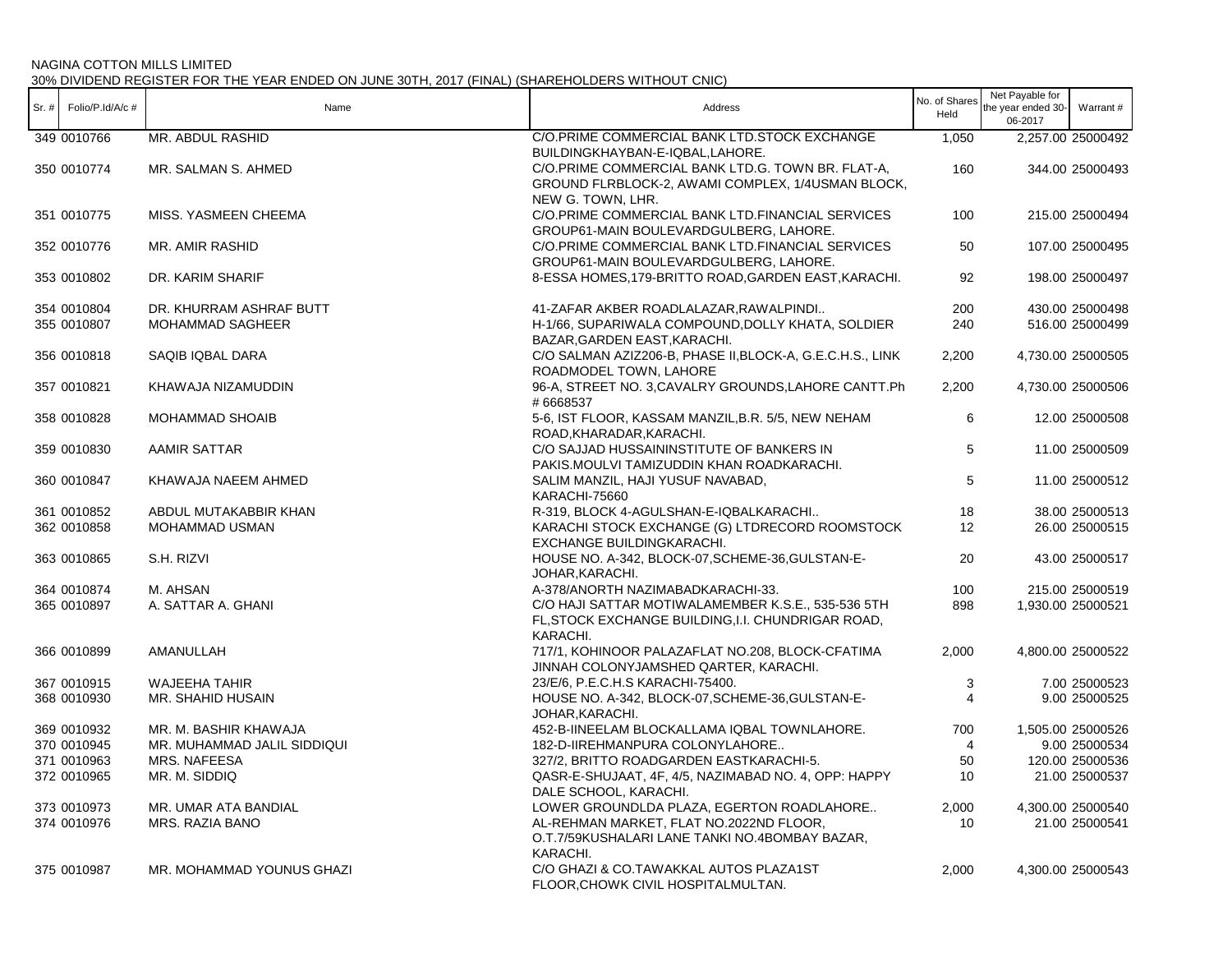NAGINA COTTON MILLS LIMITED

30% DIVIDEND REGISTER FOR THE YEAR ENDED ON JUNE 30TH, 2017 (FINAL) (SHAREHOLDERS WITHOUT CNIC)

| Sr. # | Folio/P.Id/A/c # | Name | Address | No. of Shares Held | Net Payable for the year ended 30-06-2017 | Warrant # |
|---|---|---|---|---|---|---|
| 349 | 0010766 | MR. ABDUL RASHID | C/O.PRIME COMMERCIAL BANK LTD.STOCK EXCHANGE BUILDINGKHAYBAN-E-IQBAL,LAHORE. | 1,050 | 2,257.00 | 25000492 |
| 350 | 0010774 | MR. SALMAN S. AHMED | C/O.PRIME COMMERCIAL BANK LTD.G. TOWN BR. FLAT-A, GROUND FLRBLOCK-2, AWAMI COMPLEX, 1/4USMAN BLOCK, NEW G. TOWN, LHR. | 160 | 344.00 | 25000493 |
| 351 | 0010775 | MISS. YASMEEN CHEEMA | C/O.PRIME COMMERCIAL BANK LTD.FINANCIAL SERVICES GROUP61-MAIN BOULEVARDGULBERG, LAHORE. | 100 | 215.00 | 25000494 |
| 352 | 0010776 | MR. AMIR RASHID | C/O.PRIME COMMERCIAL BANK LTD.FINANCIAL SERVICES GROUP61-MAIN BOULEVARDGULBERG, LAHORE. | 50 | 107.00 | 25000495 |
| 353 | 0010802 | DR. KARIM SHARIF | 8-ESSA HOMES,179-BRITTO ROAD,GARDEN EAST,KARACHI. | 92 | 198.00 | 25000497 |
| 354 | 0010804 | DR. KHURRAM ASHRAF BUTT | 41-ZAFAR AKBER ROADLALAZAR,RAWALPINDI.. | 200 | 430.00 | 25000498 |
| 355 | 0010807 | MOHAMMAD SAGHEER | H-1/66, SUPARIWALA COMPOUND,DOLLY KHATA, SOLDIER BAZAR,GARDEN EAST,KARACHI. | 240 | 516.00 | 25000499 |
| 356 | 0010818 | SAQIB IQBAL DARA | C/O SALMAN AZIZ206-B, PHASE II,BLOCK-A, G.E.C.H.S., LINK ROADMODEL TOWN, LAHORE | 2,200 | 4,730.00 | 25000505 |
| 357 | 0010821 | KHAWAJA NIZAMUDDIN | 96-A, STREET NO. 3,CAVALRY GROUNDS,LAHORE CANTT.Ph # 6668537 | 2,200 | 4,730.00 | 25000506 |
| 358 | 0010828 | MOHAMMAD SHOAIB | 5-6, IST FLOOR, KASSAM MANZIL,B.R. 5/5, NEW NEHAM ROAD,KHARADAR,KARACHI. | 6 | 12.00 | 25000508 |
| 359 | 0010830 | AAMIR SATTAR | C/O SAJJAD HUSSAININSTITUTE OF BANKERS IN PAKIS.MOULVI TAMIZUDDIN KHAN ROADKARACHI. | 5 | 11.00 | 25000509 |
| 360 | 0010847 | KHAWAJA NAEEM AHMED | SALIM MANZIL, HAJI YUSUF NAVABAD, KARACHI-75660 | 5 | 11.00 | 25000512 |
| 361 | 0010852 | ABDUL MUTAKABBIR KHAN | R-319, BLOCK 4-AGULSHAN-E-IQBALKARACHI.. | 18 | 38.00 | 25000513 |
| 362 | 0010858 | MOHAMMAD USMAN | KARACHI STOCK EXCHANGE (G) LTDRECORD ROOMSTOCK EXCHANGE BUILDINGKARACHI. | 12 | 26.00 | 25000515 |
| 363 | 0010865 | S.H. RIZVI | HOUSE NO. A-342, BLOCK-07,SCHEME-36,GULSTAN-E-JOHAR,KARACHI. | 20 | 43.00 | 25000517 |
| 364 | 0010874 | M. AHSAN | A-378/ANORTH NAZIMABADKARACHI-33. | 100 | 215.00 | 25000519 |
| 365 | 0010897 | A. SATTAR A. GHANI | C/O HAJI SATTAR MOTIWALAMEMBER K.S.E., 535-536 5TH FL,STOCK EXCHANGE BUILDING,I.I. CHUNDRIGAR ROAD, KARACHI. | 898 | 1,930.00 | 25000521 |
| 366 | 0010899 | AMANULLAH | 717/1, KOHINOOR PALAZAFLAT NO.208, BLOCK-CFATIMA JINNAH COLONYJAMSHED QARTER, KARACHI. | 2,000 | 4,800.00 | 25000522 |
| 367 | 0010915 | WAJEEHA TAHIR | 23/E/6, P.E.C.H.S KARACHI-75400. | 3 | 7.00 | 25000523 |
| 368 | 0010930 | MR. SHAHID HUSAIN | HOUSE NO. A-342, BLOCK-07,SCHEME-36,GULSTAN-E-JOHAR,KARACHI. | 4 | 9.00 | 25000525 |
| 369 | 0010932 | MR. M. BASHIR KHAWAJA | 452-B-IINEELAM BLOCKALLAMA IQBAL TOWNLAHORE. | 700 | 1,505.00 | 25000526 |
| 370 | 0010945 | MR. MUHAMMAD JALIL SIDDIQUI | 182-D-IIREHMANPURA COLONYLAHORE.. | 4 | 9.00 | 25000534 |
| 371 | 0010963 | MRS. NAFEESA | 327/2, BRITTO ROADGARDEN EASTKARACHI-5. | 50 | 120.00 | 25000536 |
| 372 | 0010965 | MR. M. SIDDIQ | QASR-E-SHUJAAT, 4F, 4/5, NAZIMABAD NO. 4, OPP: HAPPY DALE SCHOOL, KARACHI. | 10 | 21.00 | 25000537 |
| 373 | 0010973 | MR. UMAR ATA BANDIAL | LOWER GROUNDLDA PLAZA, EGERTON ROADLAHORE.. | 2,000 | 4,300.00 | 25000540 |
| 374 | 0010976 | MRS. RAZIA BANO | AL-REHMAN MARKET, FLAT NO.2022ND FLOOR, O.T.7/59KUSHALARI LANE TANKI NO.4BOMBAY BAZAR, KARACHI. | 10 | 21.00 | 25000541 |
| 375 | 0010987 | MR. MOHAMMAD YOUNUS GHAZI | C/O GHAZI & CO.TAWAKKAL AUTOS PLAZA1ST FLOOR,CHOWK CIVIL HOSPITALMULTAN. | 2,000 | 4,300.00 | 25000543 |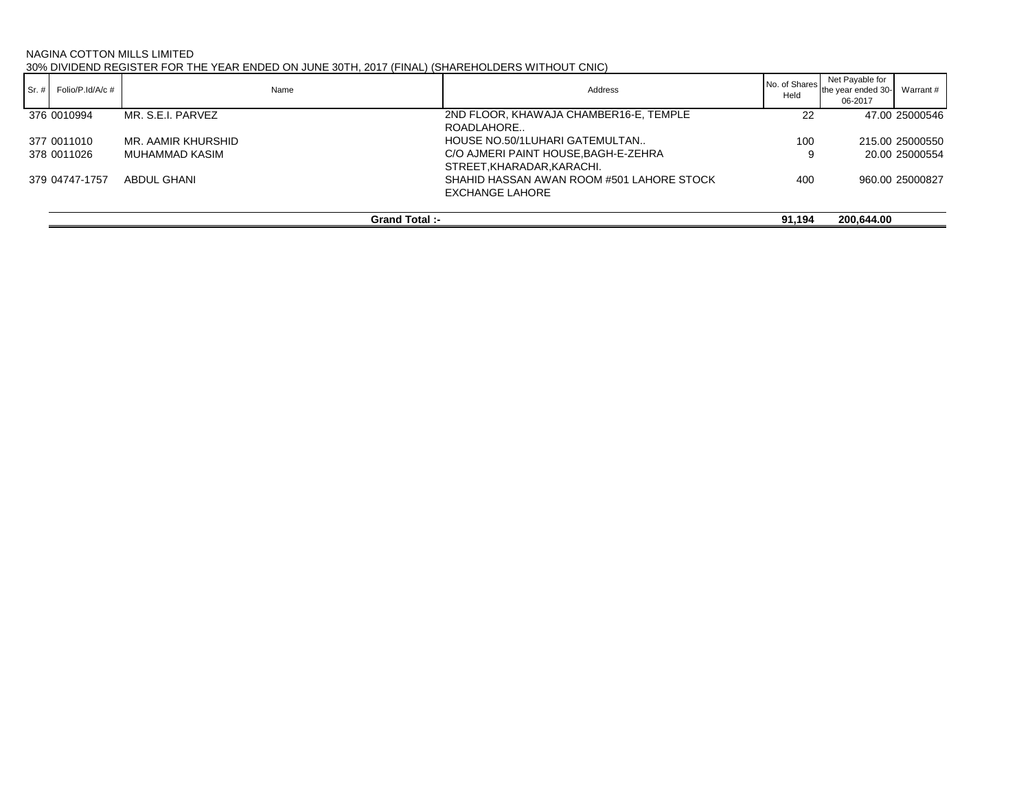NAGINA COTTON MILLS LIMITED

30% DIVIDEND REGISTER FOR THE YEAR ENDED ON JUNE 30TH, 2017 (FINAL) (SHAREHOLDERS WITHOUT CNIC)

| Sr. # | Folio/P.Id/A/c # | Name | Address | No. of Shares Held | Net Payable for the year ended 30-06-2017 | Warrant # |
|---|---|---|---|---|---|---|
| 376 | 0010994 | MR. S.E.I. PARVEZ | 2ND FLOOR, KHAWAJA CHAMBER16-E, TEMPLE ROADLAHORE.. | 22 | 47.00 | 25000546 |
| 377 | 0011010 | MR. AAMIR KHURSHID | HOUSE NO.50/1LUHARI GATEMULTAN.. | 100 | 215.00 | 25000550 |
| 378 | 0011026 | MUHAMMAD KASIM | C/O AJMERI PAINT HOUSE,BAGH-E-ZEHRA STREET,KHARADAR,KARACHI. | 9 | 20.00 | 25000554 |
| 379 | 04747-1757 | ABDUL GHANI | SHAHID HASSAN AWAN ROOM #501 LAHORE STOCK EXCHANGE LAHORE | 400 | 960.00 | 25000827 |
| | | **Grand Total :-** | | **91,194** | **200,644.00** | |